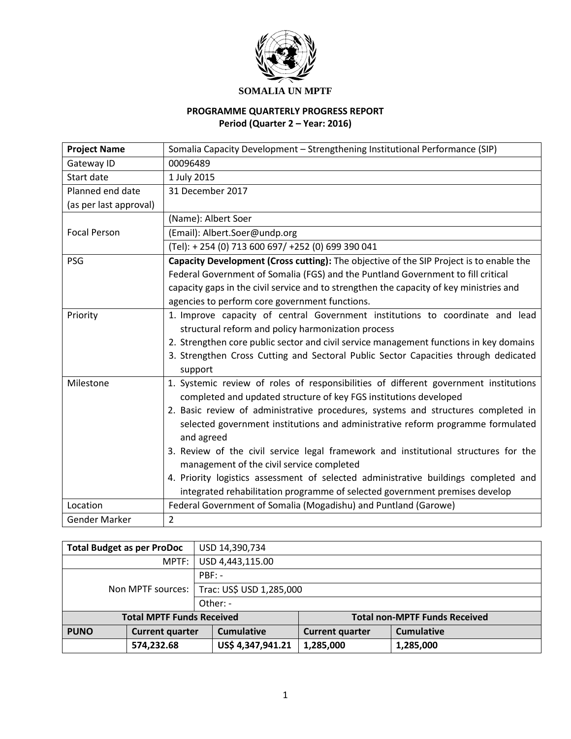**SOMALIA UN MPTF**

**PROGRAMME QUARTERLY PROGRESS REPORT**
**Period (Quarter 2 – Year: 2016)**

| **Project Name** | Somalia Capacity Development – Strengthening Institutional Performance (SIP) |
|---|---|
| Gateway ID | 00096489 |
| Start date | 1 July 2015 |
| Planned end date (as per last approval) | 31 December 2017 |
| Focal Person | (Name): Albert Soer |
| | (Email): Albert.Soer@undp.org |
| | (Tel): + 254 (0) 713 600 697/ +252 (0) 699 390 041 |
| PSG | **Capacity Development (Cross cutting):** The objective of the SIP Project is to enable the Federal Government of Somalia (FGS) and the Puntland Government to fill critical capacity gaps in the civil service and to strengthen the capacity of key ministries and agencies to perform core government functions. |
| Priority | 1. Improve capacity of central Government institutions to coordinate and lead structural reform and policy harmonization process<br>2. Strengthen core public sector and civil service management functions in key domains<br>3. Strengthen Cross Cutting and Sectoral Public Sector Capacities through dedicated support |
| Milestone | 1. Systemic review of roles of responsibilities of different government institutions completed and updated structure of key FGS institutions developed<br>2. Basic review of administrative procedures, systems and structures completed in selected government institutions and administrative reform programme formulated and agreed<br>3. Review of the civil service legal framework and institutional structures for the management of the civil service completed<br>4. Priority logistics assessment of selected administrative buildings completed and integrated rehabilitation programme of selected government premises develop |
| Location | Federal Government of Somalia (Mogadishu) and Puntland (Garowe) |
| Gender Marker | 2 |

| **Total Budget as per ProDoc** | | USD 14,390,734 | | |
|---|---|---|---|---|
| MPTF: | | USD 4,443,115.00 | | |
| Non MPTF sources: | | PBF: - | | |
| | | Trac: US$ USD 1,285,000 | | |
| | | Other: - | | |
| **Total MPTF Funds Received** | | | **Total non-MPTF Funds Received** | |
| **PUNO** | **Current quarter** | **Cumulative** | **Current quarter** | **Cumulative** |
| | **574,232.68** | **US$ 4,347,941.21** | **1,285,000** | **1,285,000** |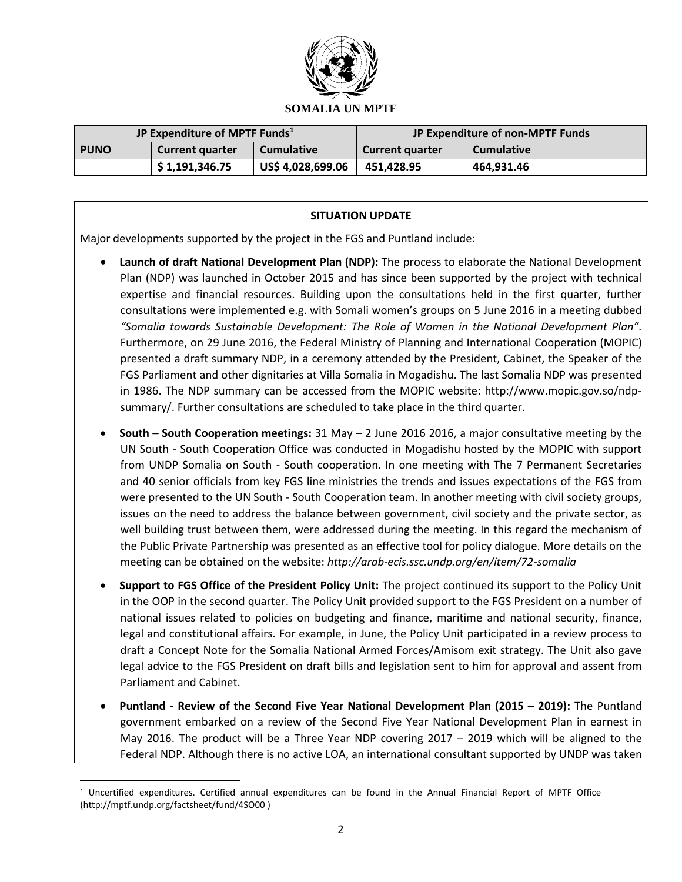**SOMALIA UN MPTF**

| JP Expenditure of MPTF Funds[1] | | | JP Expenditure of non-MPTF Funds | |
|---|---|---|---|---|
| **PUNO** | **Current quarter** | **Cumulative** | **Current quarter** | **Cumulative** |
| | **$ 1,191,346.75** | **US$ 4,028,699.06** | **451,428.95** | **464,931.46** |

**SITUATION UPDATE**

Major developments supported by the project in the FGS and Puntland include:

- **Launch of draft National Development Plan (NDP):** The process to elaborate the National Development Plan (NDP) was launched in October 2015 and has since been supported by the project with technical expertise and financial resources. Building upon the consultations held in the first quarter, further consultations were implemented e.g. with Somali women's groups on 5 June 2016 in a meeting dubbed *"Somalia towards Sustainable Development: The Role of Women in the National Development Plan".* Furthermore, on 29 June 2016, the Federal Ministry of Planning and International Cooperation (MOPIC) presented a draft summary NDP, in a ceremony attended by the President, Cabinet, the Speaker of the FGS Parliament and other dignitaries at Villa Somalia in Mogadishu. The last Somalia NDP was presented in 1986. The NDP summary can be accessed from the MOPIC website: http://www.mopic.gov.so/ndp-summary/. Further consultations are scheduled to take place in the third quarter.
- **South – South Cooperation meetings:** 31 May – 2 June 2016 2016, a major consultative meeting by the UN South - South Cooperation Office was conducted in Mogadishu hosted by the MOPIC with support from UNDP Somalia on South - South cooperation. In one meeting with The 7 Permanent Secretaries and 40 senior officials from key FGS line ministries the trends and issues expectations of the FGS from were presented to the UN South - South Cooperation team. In another meeting with civil society groups, issues on the need to address the balance between government, civil society and the private sector, as well building trust between them, were addressed during the meeting. In this regard the mechanism of the Public Private Partnership was presented as an effective tool for policy dialogue. More details on the meeting can be obtained on the website: *http://arab-ecis.ssc.undp.org/en/item/72-somalia*
- **Support to FGS Office of the President Policy Unit:** The project continued its support to the Policy Unit in the OOP in the second quarter. The Policy Unit provided support to the FGS President on a number of national issues related to policies on budgeting and finance, maritime and national security, finance, legal and constitutional affairs. For example, in June, the Policy Unit participated in a review process to draft a Concept Note for the Somalia National Armed Forces/Amisom exit strategy. The Unit also gave legal advice to the FGS President on draft bills and legislation sent to him for approval and assent from Parliament and Cabinet.
- **Puntland - Review of the Second Five Year National Development Plan (2015 – 2019):** The Puntland government embarked on a review of the Second Five Year National Development Plan in earnest in May 2016. The product will be a Three Year NDP covering 2017 – 2019 which will be aligned to the Federal NDP. Although there is no active LOA, an international consultant supported by UNDP was taken

[1] Uncertified expenditures. Certified annual expenditures can be found in the Annual Financial Report of MPTF Office (http://mptf.undp.org/factsheet/fund/4SO00 )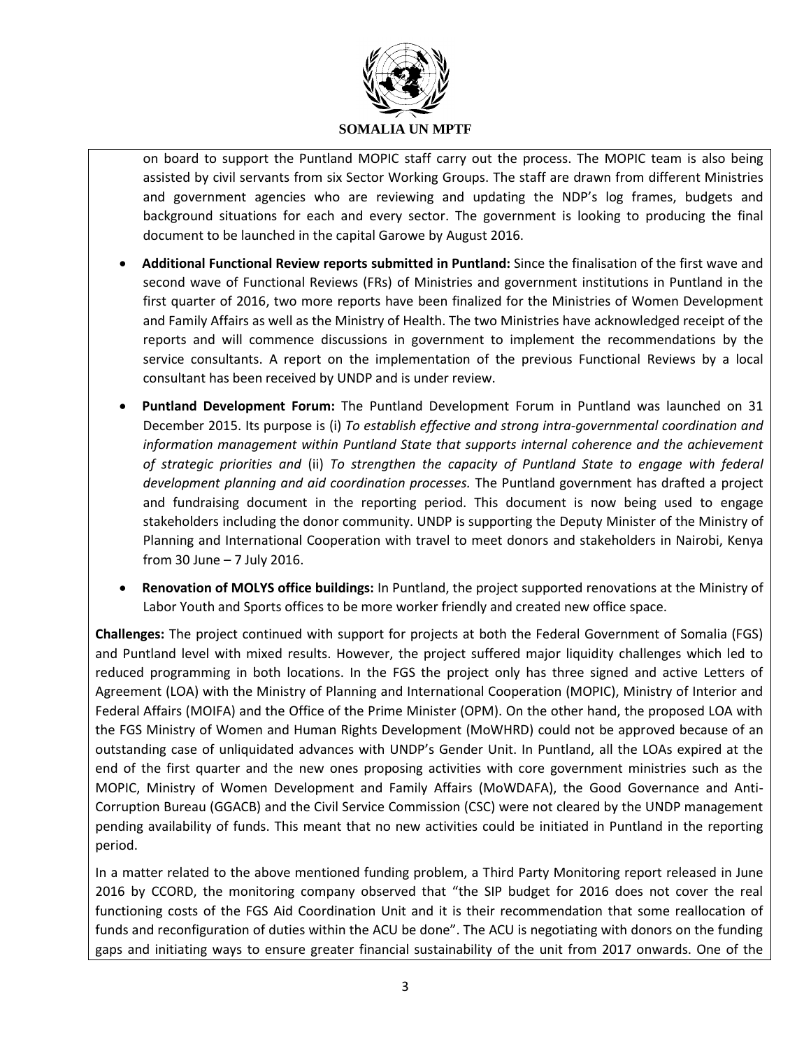on board to support the Puntland MOPIC staff carry out the process. The MOPIC team is also being assisted by civil servants from six Sector Working Groups. The staff are drawn from different Ministries and government agencies who are reviewing and updating the NDP's log frames, budgets and background situations for each and every sector. The government is looking to producing the final document to be launched in the capital Garowe by August 2016.

- **Additional Functional Review reports submitted in Puntland:** Since the finalisation of the first wave and second wave of Functional Reviews (FRs) of Ministries and government institutions in Puntland in the first quarter of 2016, two more reports have been finalized for the Ministries of Women Development and Family Affairs as well as the Ministry of Health. The two Ministries have acknowledged receipt of the reports and will commence discussions in government to implement the recommendations by the service consultants. A report on the implementation of the previous Functional Reviews by a local consultant has been received by UNDP and is under review.
- **Puntland Development Forum:** The Puntland Development Forum in Puntland was launched on 31 December 2015. Its purpose is (i) *To establish effective and strong intra-governmental coordination and information management within Puntland State that supports internal coherence and the achievement of strategic priorities and* (ii) *To strengthen the capacity of Puntland State to engage with federal development planning and aid coordination processes.* The Puntland government has drafted a project and fundraising document in the reporting period. This document is now being used to engage stakeholders including the donor community. UNDP is supporting the Deputy Minister of the Ministry of Planning and International Cooperation with travel to meet donors and stakeholders in Nairobi, Kenya from 30 June – 7 July 2016.
- **Renovation of MOLYS office buildings:** In Puntland, the project supported renovations at the Ministry of Labor Youth and Sports offices to be more worker friendly and created new office space.

**Challenges:** The project continued with support for projects at both the Federal Government of Somalia (FGS) and Puntland level with mixed results. However, the project suffered major liquidity challenges which led to reduced programming in both locations. In the FGS the project only has three signed and active Letters of Agreement (LOA) with the Ministry of Planning and International Cooperation (MOPIC), Ministry of Interior and Federal Affairs (MOIFA) and the Office of the Prime Minister (OPM). On the other hand, the proposed LOA with the FGS Ministry of Women and Human Rights Development (MoWHRD) could not be approved because of an outstanding case of unliquidated advances with UNDP's Gender Unit. In Puntland, all the LOAs expired at the end of the first quarter and the new ones proposing activities with core government ministries such as the MOPIC, Ministry of Women Development and Family Affairs (MoWDAFA), the Good Governance and Anti-Corruption Bureau (GGACB) and the Civil Service Commission (CSC) were not cleared by the UNDP management pending availability of funds. This meant that no new activities could be initiated in Puntland in the reporting period.

In a matter related to the above mentioned funding problem, a Third Party Monitoring report released in June 2016 by CCORD, the monitoring company observed that "the SIP budget for 2016 does not cover the real functioning costs of the FGS Aid Coordination Unit and it is their recommendation that some reallocation of funds and reconfiguration of duties within the ACU be done". The ACU is negotiating with donors on the funding gaps and initiating ways to ensure greater financial sustainability of the unit from 2017 onwards. One of the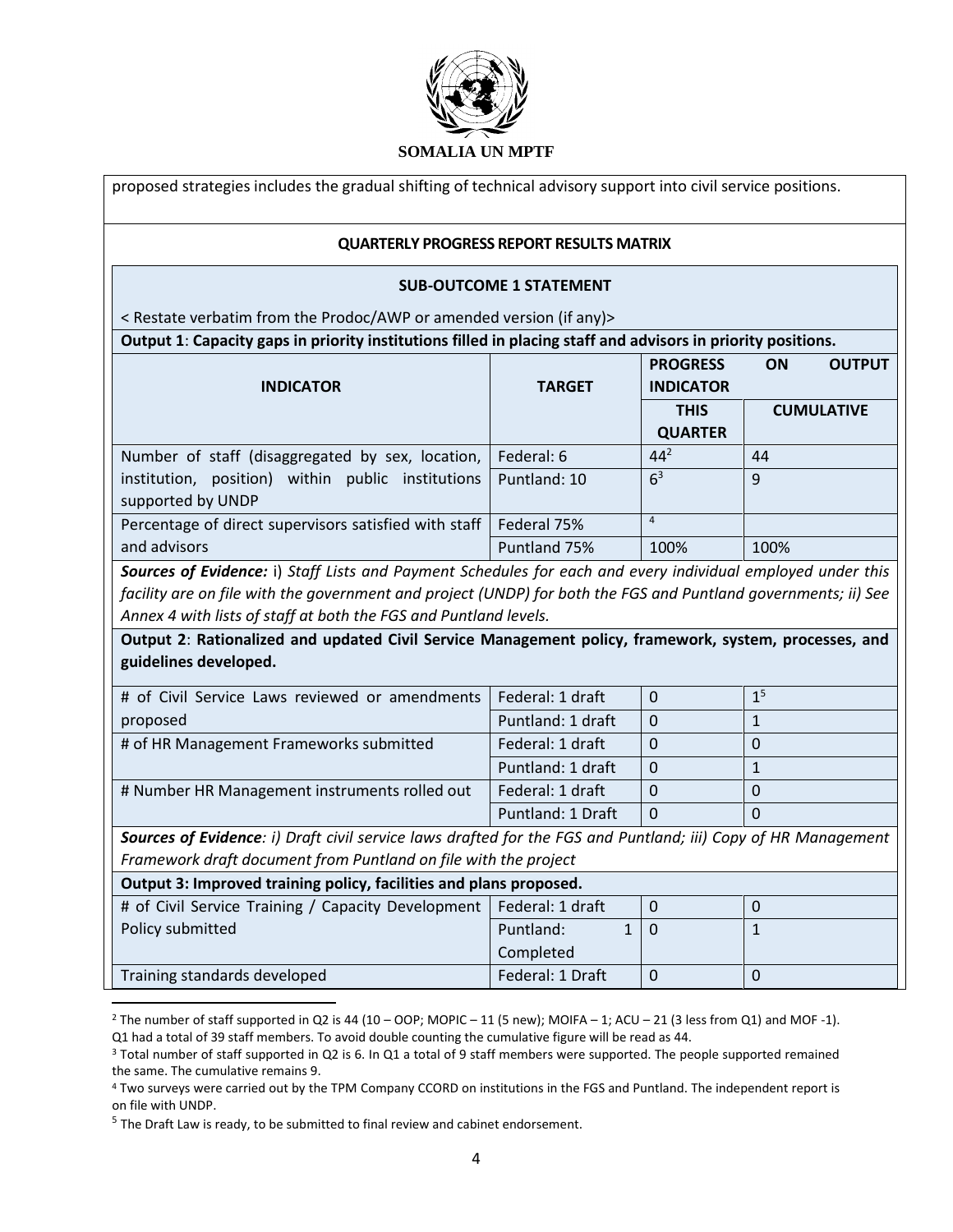proposed strategies includes the gradual shifting of technical advisory support into civil service positions.

**QUARTERLY PROGRESS REPORT RESULTS MATRIX**

**SUB-OUTCOME 1 STATEMENT**

< Restate verbatim from the Prodoc/AWP or amended version (if any)>

**Output 1**: **Capacity gaps in priority institutions filled in placing staff and advisors in priority positions.**

| INDICATOR | TARGET | PROGRESS ON OUTPUT INDICATOR | |
|---|---|---|---|
| | | THIS QUARTER | CUMULATIVE |
| Number of staff (disaggregated by sex, location, institution, position) within public institutions supported by UNDP | Federal: 6 | 44[2] | 44 |
| | Puntland: 10 | 6[3] | 9 |
| Percentage of direct supervisors satisfied with staff and advisors | Federal 75% | [4] | |
| | Puntland 75% | 100% | 100% |

***Sources of Evidence:*** i) *Staff Lists and Payment Schedules for each and every individual employed under this facility are on file with the government and project (UNDP) for both the FGS and Puntland governments; ii) See Annex 4 with lists of staff at both the FGS and Puntland levels.*

**Output 2**: **Rationalized and updated Civil Service Management policy, framework, system, processes, and guidelines developed.**

| INDICATOR | TARGET | THIS QUARTER | CUMULATIVE |
|---|---|---|---|
| # of Civil Service Laws reviewed or amendments proposed | Federal: 1 draft | 0 | 1[5] |
| | Puntland: 1 draft | 0 | 1 |
| # of HR Management Frameworks submitted | Federal: 1 draft | 0 | 0 |
| | Puntland: 1 draft | 0 | 1 |
| # Number HR Management instruments rolled out | Federal: 1 draft | 0 | 0 |
| | Puntland: 1 Draft | 0 | 0 |

***Sources of Evidence****: i) Draft civil service laws drafted for the FGS and Puntland; iii) Copy of HR Management Framework draft document from Puntland on file with the project*

**Output 3: Improved training policy, facilities and plans proposed.**

| INDICATOR | TARGET | THIS QUARTER | CUMULATIVE |
|---|---|---|---|
| # of Civil Service Training / Capacity Development Policy submitted | Federal: 1 draft | 0 | 0 |
| | Puntland: 1 Completed | 0 | 1 |
| Training standards developed | Federal: 1 Draft | 0 | 0 |

[2] The number of staff supported in Q2 is 44 (10 – OOP; MOPIC – 11 (5 new); MOIFA – 1; ACU – 21 (3 less from Q1) and MOF -1). Q1 had a total of 39 staff members. To avoid double counting the cumulative figure will be read as 44.

[3] Total number of staff supported in Q2 is 6. In Q1 a total of 9 staff members were supported. The people supported remained the same. The cumulative remains 9.

[4] Two surveys were carried out by the TPM Company CCORD on institutions in the FGS and Puntland. The independent report is on file with UNDP.

[5] The Draft Law is ready, to be submitted to final review and cabinet endorsement.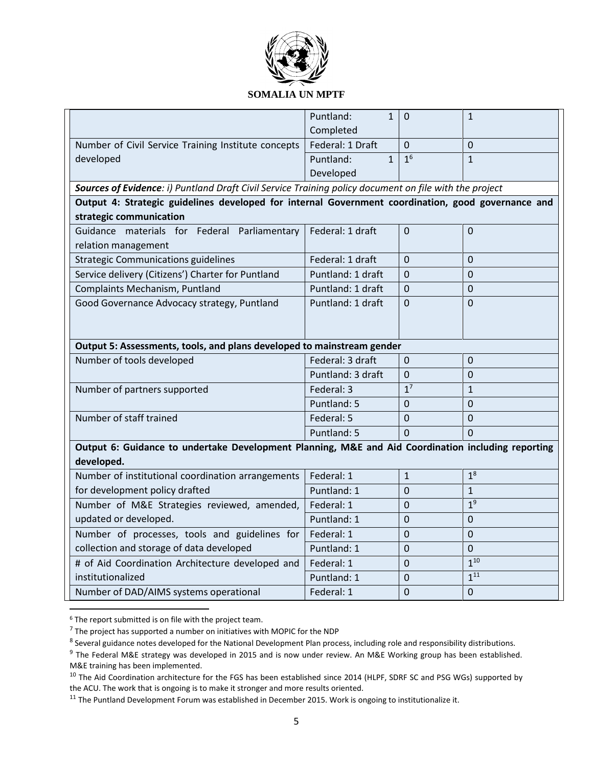**SOMALIA UN MPTF**

| | | | |
|---|---|---|---|
| | Puntland: 1 Completed | 0 | 1 |
| Number of Civil Service Training Institute concepts developed | Federal: 1 Draft | 0 | 0 |
| | Puntland: 1 Developed | 1[6] | 1 |
| ***Sources of Evidence**: i) Puntland Draft Civil Service Training policy document on file with the project* | | | |
| **Output 4: Strategic guidelines developed for internal Government coordination, good governance and strategic communication** | | | |
| Guidance materials for Federal Parliamentary relation management | Federal: 1 draft | 0 | 0 |
| Strategic Communications guidelines | Federal: 1 draft | 0 | 0 |
| Service delivery (Citizens') Charter for Puntland | Puntland: 1 draft | 0 | 0 |
| Complaints Mechanism, Puntland | Puntland: 1 draft | 0 | 0 |
| Good Governance Advocacy strategy, Puntland | Puntland: 1 draft | 0 | 0 |
| **Output 5: Assessments, tools, and plans developed to mainstream gender** | | | |
| Number of tools developed | Federal: 3 draft | 0 | 0 |
| | Puntland: 3 draft | 0 | 0 |
| Number of partners supported | Federal: 3 | 1[7] | 1 |
| | Puntland: 5 | 0 | 0 |
| Number of staff trained | Federal: 5 | 0 | 0 |
| | Puntland: 5 | 0 | 0 |
| **Output 6: Guidance to undertake Development Planning, M&E and Aid Coordination including reporting developed.** | | | |
| Number of institutional coordination arrangements for development policy drafted | Federal: 1 | 1 | 1[8] |
| | Puntland: 1 | 0 | 1 |
| Number of M&E Strategies reviewed, amended, updated or developed. | Federal: 1 | 0 | 1[9] |
| | Puntland: 1 | 0 | 0 |
| Number of processes, tools and guidelines for collection and storage of data developed | Federal: 1 | 0 | 0 |
| | Puntland: 1 | 0 | 0 |
| # of Aid Coordination Architecture developed and institutionalized | Federal: 1 | 0 | 1[10] |
| | Puntland: 1 | 0 | 1[11] |
| Number of DAD/AIMS systems operational | Federal: 1 | 0 | 0 |

[6] The report submitted is on file with the project team.

[7] The project has supported a number on initiatives with MOPIC for the NDP

[8] Several guidance notes developed for the National Development Plan process, including role and responsibility distributions.

[9] The Federal M&E strategy was developed in 2015 and is now under review. An M&E Working group has been established. M&E training has been implemented.

[10] The Aid Coordination architecture for the FGS has been established since 2014 (HLPF, SDRF SC and PSG WGs) supported by the ACU. The work that is ongoing is to make it stronger and more results oriented.

[11] The Puntland Development Forum was established in December 2015. Work is ongoing to institutionalize it.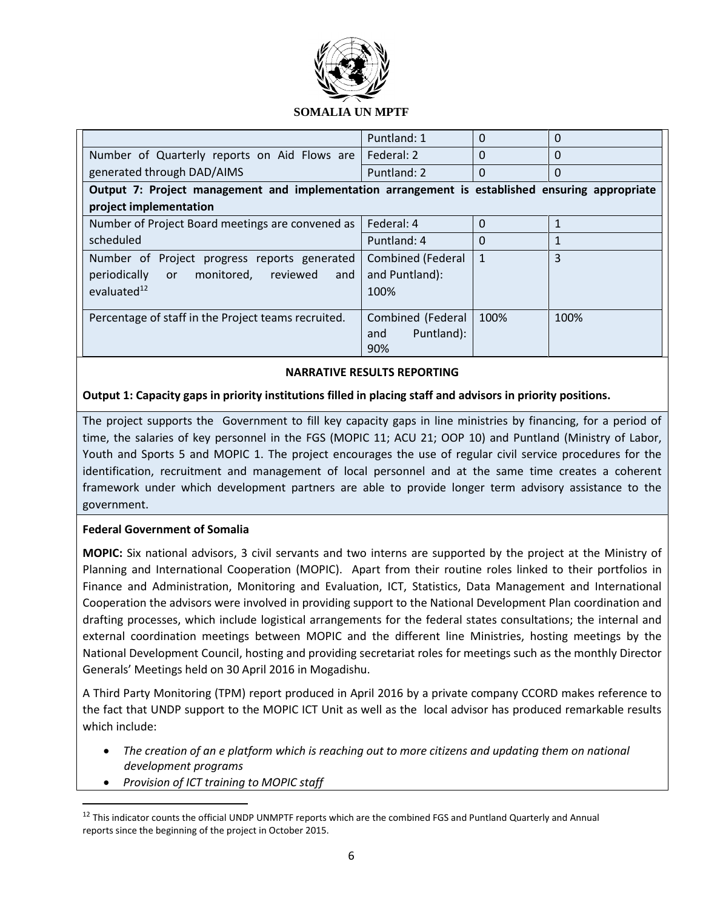| | | | |
|---|---|---|---|
| | Puntland: 1 | 0 | 0 |
| Number of Quarterly reports on Aid Flows are generated through DAD/AIMS | Federal: 2 | 0 | 0 |
| | Puntland: 2 | 0 | 0 |
| **Output 7: Project management and implementation arrangement is established ensuring appropriate project implementation** | | | |
| Number of Project Board meetings are convened as scheduled | Federal: 4 | 0 | 1 |
| | Puntland: 4 | 0 | 1 |
| Number of Project progress reports generated periodically or monitored, reviewed and evaluated[12] | Combined (Federal and Puntland): 100% | 1 | 3 |
| Percentage of staff in the Project teams recruited. | Combined (Federal and Puntland): 90% | 100% | 100% |

**NARRATIVE RESULTS REPORTING**

**Output 1: Capacity gaps in priority institutions filled in placing staff and advisors in priority positions.**

The project supports the Government to fill key capacity gaps in line ministries by financing, for a period of time, the salaries of key personnel in the FGS (MOPIC 11; ACU 21; OOP 10) and Puntland (Ministry of Labor, Youth and Sports 5 and MOPIC 1. The project encourages the use of regular civil service procedures for the identification, recruitment and management of local personnel and at the same time creates a coherent framework under which development partners are able to provide longer term advisory assistance to the government.

**Federal Government of Somalia**

**MOPIC:** Six national advisors, 3 civil servants and two interns are supported by the project at the Ministry of Planning and International Cooperation (MOPIC). Apart from their routine roles linked to their portfolios in Finance and Administration, Monitoring and Evaluation, ICT, Statistics, Data Management and International Cooperation the advisors were involved in providing support to the National Development Plan coordination and drafting processes, which include logistical arrangements for the federal states consultations; the internal and external coordination meetings between MOPIC and the different line Ministries, hosting meetings by the National Development Council, hosting and providing secretariat roles for meetings such as the monthly Director Generals' Meetings held on 30 April 2016 in Mogadishu.

A Third Party Monitoring (TPM) report produced in April 2016 by a private company CCORD makes reference to the fact that UNDP support to the MOPIC ICT Unit as well as the local advisor has produced remarkable results which include:

- *The creation of an e platform which is reaching out to more citizens and updating them on national development programs*
- *Provision of ICT training to MOPIC staff*

[12] This indicator counts the official UNDP UNMPTF reports which are the combined FGS and Puntland Quarterly and Annual reports since the beginning of the project in October 2015.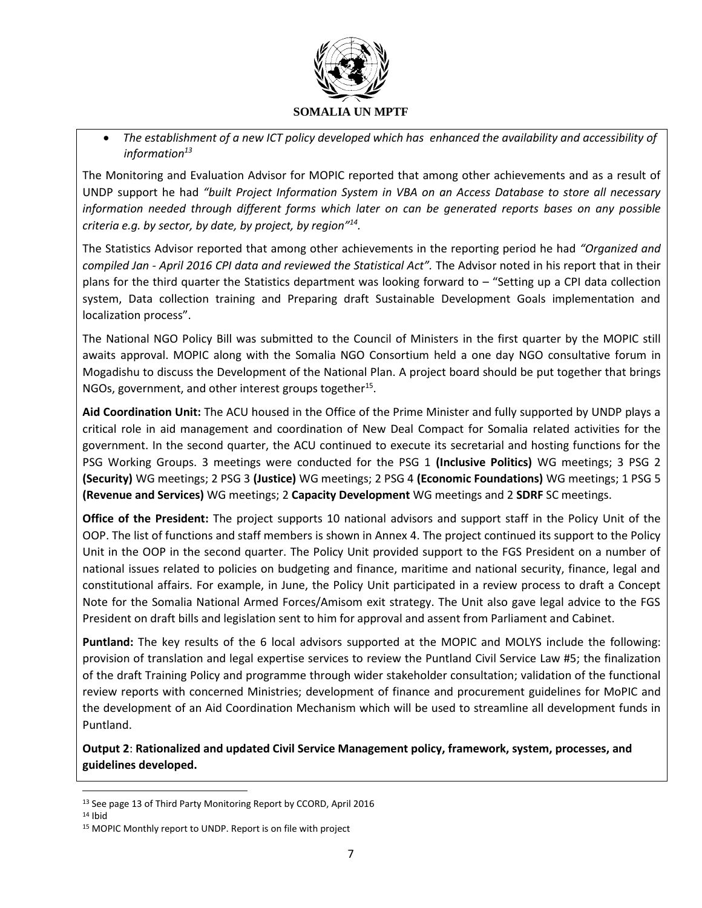- *The establishment of a new ICT policy developed which has enhanced the availability and accessibility of information*[13]

The Monitoring and Evaluation Advisor for MOPIC reported that among other achievements and as a result of UNDP support he had *"built Project Information System in VBA on an Access Database to store all necessary information needed through different forms which later on can be generated reports bases on any possible criteria e.g. by sector, by date, by project, by region"*[14].

The Statistics Advisor reported that among other achievements in the reporting period he had *"Organized and compiled Jan - April 2016 CPI data and reviewed the Statistical Act".* The Advisor noted in his report that in their plans for the third quarter the Statistics department was looking forward to – "Setting up a CPI data collection system, Data collection training and Preparing draft Sustainable Development Goals implementation and localization process".

The National NGO Policy Bill was submitted to the Council of Ministers in the first quarter by the MOPIC still awaits approval. MOPIC along with the Somalia NGO Consortium held a one day NGO consultative forum in Mogadishu to discuss the Development of the National Plan. A project board should be put together that brings NGOs, government, and other interest groups together[15].

**Aid Coordination Unit:** The ACU housed in the Office of the Prime Minister and fully supported by UNDP plays a critical role in aid management and coordination of New Deal Compact for Somalia related activities for the government. In the second quarter, the ACU continued to execute its secretarial and hosting functions for the PSG Working Groups. 3 meetings were conducted for the PSG 1 **(Inclusive Politics)** WG meetings; 3 PSG 2 **(Security)** WG meetings; 2 PSG 3 **(Justice)** WG meetings; 2 PSG 4 **(Economic Foundations)** WG meetings; 1 PSG 5 **(Revenue and Services)** WG meetings; 2 **Capacity Development** WG meetings and 2 **SDRF** SC meetings.

**Office of the President:** The project supports 10 national advisors and support staff in the Policy Unit of the OOP. The list of functions and staff members is shown in Annex 4. The project continued its support to the Policy Unit in the OOP in the second quarter. The Policy Unit provided support to the FGS President on a number of national issues related to policies on budgeting and finance, maritime and national security, finance, legal and constitutional affairs. For example, in June, the Policy Unit participated in a review process to draft a Concept Note for the Somalia National Armed Forces/Amisom exit strategy. The Unit also gave legal advice to the FGS President on draft bills and legislation sent to him for approval and assent from Parliament and Cabinet.

**Puntland:** The key results of the 6 local advisors supported at the MOPIC and MOLYS include the following: provision of translation and legal expertise services to review the Puntland Civil Service Law #5; the finalization of the draft Training Policy and programme through wider stakeholder consultation; validation of the functional review reports with concerned Ministries; development of finance and procurement guidelines for MoPIC and the development of an Aid Coordination Mechanism which will be used to streamline all development funds in Puntland.

**Output 2**: **Rationalized and updated Civil Service Management policy, framework, system, processes, and guidelines developed.**

---

[13] See page 13 of Third Party Monitoring Report by CCORD, April 2016

[14] Ibid

[15] MOPIC Monthly report to UNDP. Report is on file with project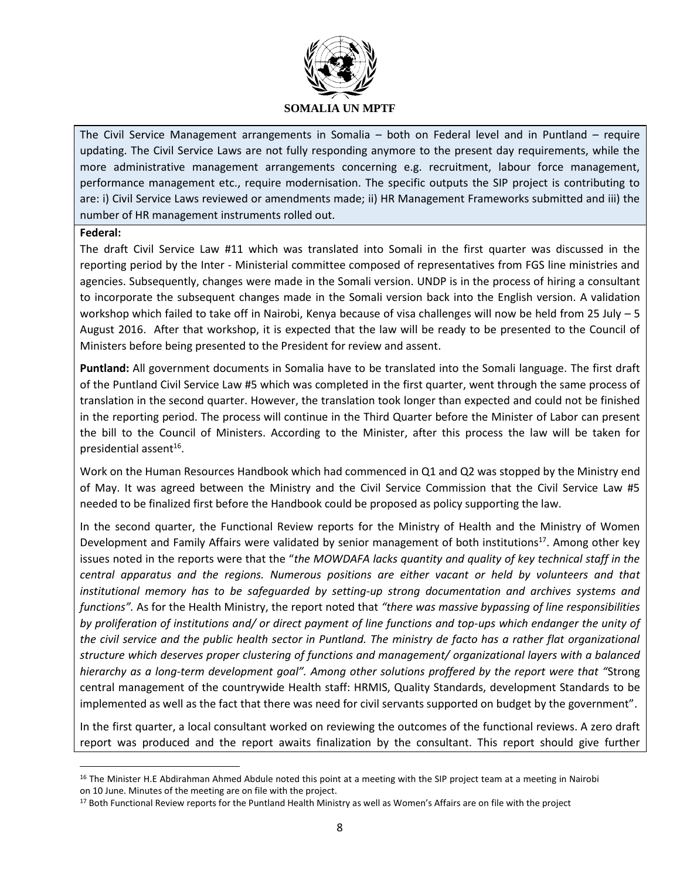The Civil Service Management arrangements in Somalia – both on Federal level and in Puntland – require updating. The Civil Service Laws are not fully responding anymore to the present day requirements, while the more administrative management arrangements concerning e.g. recruitment, labour force management, performance management etc., require modernisation. The specific outputs the SIP project is contributing to are: i) Civil Service Laws reviewed or amendments made; ii) HR Management Frameworks submitted and iii) the number of HR management instruments rolled out.

**Federal:**

The draft Civil Service Law #11 which was translated into Somali in the first quarter was discussed in the reporting period by the Inter - Ministerial committee composed of representatives from FGS line ministries and agencies. Subsequently, changes were made in the Somali version. UNDP is in the process of hiring a consultant to incorporate the subsequent changes made in the Somali version back into the English version. A validation workshop which failed to take off in Nairobi, Kenya because of visa challenges will now be held from 25 July – 5 August 2016. After that workshop, it is expected that the law will be ready to be presented to the Council of Ministers before being presented to the President for review and assent.

**Puntland:** All government documents in Somalia have to be translated into the Somali language. The first draft of the Puntland Civil Service Law #5 which was completed in the first quarter, went through the same process of translation in the second quarter. However, the translation took longer than expected and could not be finished in the reporting period. The process will continue in the Third Quarter before the Minister of Labor can present the bill to the Council of Ministers. According to the Minister, after this process the law will be taken for presidential assent[16].

Work on the Human Resources Handbook which had commenced in Q1 and Q2 was stopped by the Ministry end of May. It was agreed between the Ministry and the Civil Service Commission that the Civil Service Law #5 needed to be finalized first before the Handbook could be proposed as policy supporting the law.

In the second quarter, the Functional Review reports for the Ministry of Health and the Ministry of Women Development and Family Affairs were validated by senior management of both institutions[17]. Among other key issues noted in the reports were that the "*the MOWDAFA lacks quantity and quality of key technical staff in the central apparatus and the regions. Numerous positions are either vacant or held by volunteers and that institutional memory has to be safeguarded by setting-up strong documentation and archives systems and functions".* As for the Health Ministry, the report noted that *"there was massive bypassing of line responsibilities by proliferation of institutions and/ or direct payment of line functions and top-ups which endanger the unity of the civil service and the public health sector in Puntland. The ministry de facto has a rather flat organizational structure which deserves proper clustering of functions and management/ organizational layers with a balanced hierarchy as a long-term development goal". Among other solutions proffered by the report were that "*Strong central management of the countrywide Health staff: HRMIS, Quality Standards, development Standards to be implemented as well as the fact that there was need for civil servants supported on budget by the government".

In the first quarter, a local consultant worked on reviewing the outcomes of the functional reviews. A zero draft report was produced and the report awaits finalization by the consultant. This report should give further

---

[16] The Minister H.E Abdirahman Ahmed Abdule noted this point at a meeting with the SIP project team at a meeting in Nairobi on 10 June. Minutes of the meeting are on file with the project.

[17] Both Functional Review reports for the Puntland Health Ministry as well as Women's Affairs are on file with the project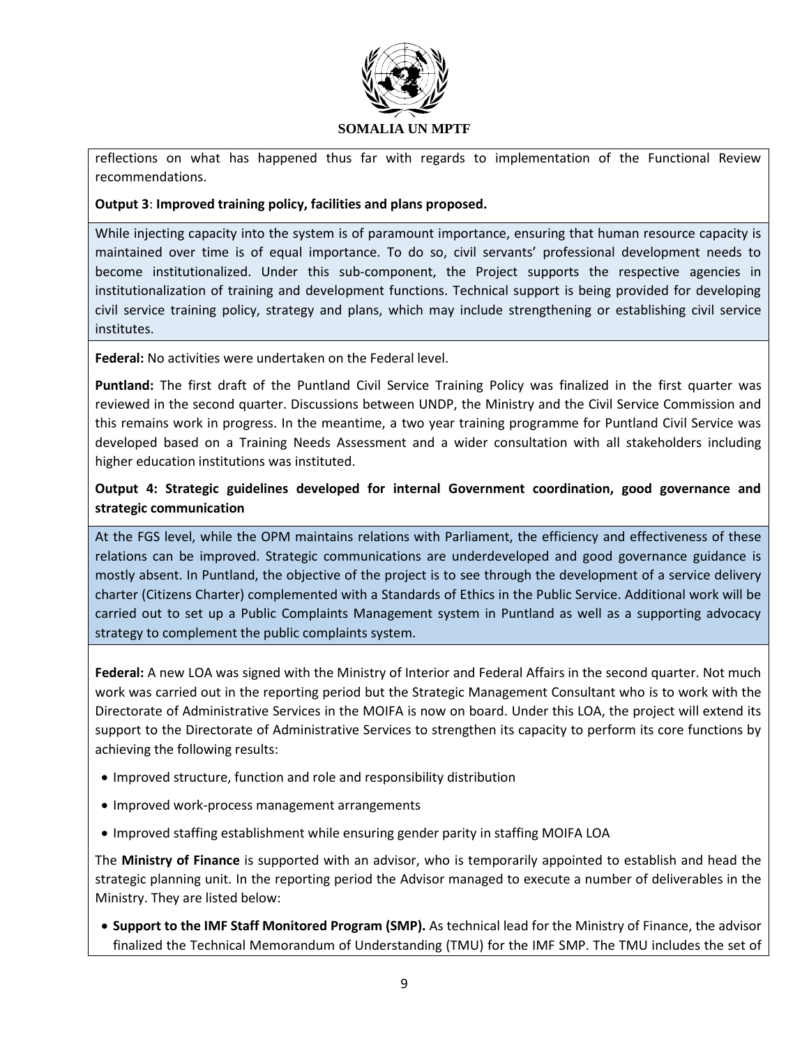reflections on what has happened thus far with regards to implementation of the Functional Review recommendations.

**Output 3**: **Improved training policy, facilities and plans proposed.**

While injecting capacity into the system is of paramount importance, ensuring that human resource capacity is maintained over time is of equal importance. To do so, civil servants' professional development needs to become institutionalized. Under this sub-component, the Project supports the respective agencies in institutionalization of training and development functions. Technical support is being provided for developing civil service training policy, strategy and plans, which may include strengthening or establishing civil service institutes.

**Federal:** No activities were undertaken on the Federal level.

**Puntland:** The first draft of the Puntland Civil Service Training Policy was finalized in the first quarter was reviewed in the second quarter. Discussions between UNDP, the Ministry and the Civil Service Commission and this remains work in progress. In the meantime, a two year training programme for Puntland Civil Service was developed based on a Training Needs Assessment and a wider consultation with all stakeholders including higher education institutions was instituted.

**Output 4: Strategic guidelines developed for internal Government coordination, good governance and strategic communication**

At the FGS level, while the OPM maintains relations with Parliament, the efficiency and effectiveness of these relations can be improved. Strategic communications are underdeveloped and good governance guidance is mostly absent. In Puntland, the objective of the project is to see through the development of a service delivery charter (Citizens Charter) complemented with a Standards of Ethics in the Public Service. Additional work will be carried out to set up a Public Complaints Management system in Puntland as well as a supporting advocacy strategy to complement the public complaints system.

**Federal:** A new LOA was signed with the Ministry of Interior and Federal Affairs in the second quarter. Not much work was carried out in the reporting period but the Strategic Management Consultant who is to work with the Directorate of Administrative Services in the MOIFA is now on board. Under this LOA, the project will extend its support to the Directorate of Administrative Services to strengthen its capacity to perform its core functions by achieving the following results:

- Improved structure, function and role and responsibility distribution
- Improved work-process management arrangements
- Improved staffing establishment while ensuring gender parity in staffing MOIFA LOA

The **Ministry of Finance** is supported with an advisor, who is temporarily appointed to establish and head the strategic planning unit. In the reporting period the Advisor managed to execute a number of deliverables in the Ministry. They are listed below:

- **Support to the IMF Staff Monitored Program (SMP).** As technical lead for the Ministry of Finance, the advisor finalized the Technical Memorandum of Understanding (TMU) for the IMF SMP. The TMU includes the set of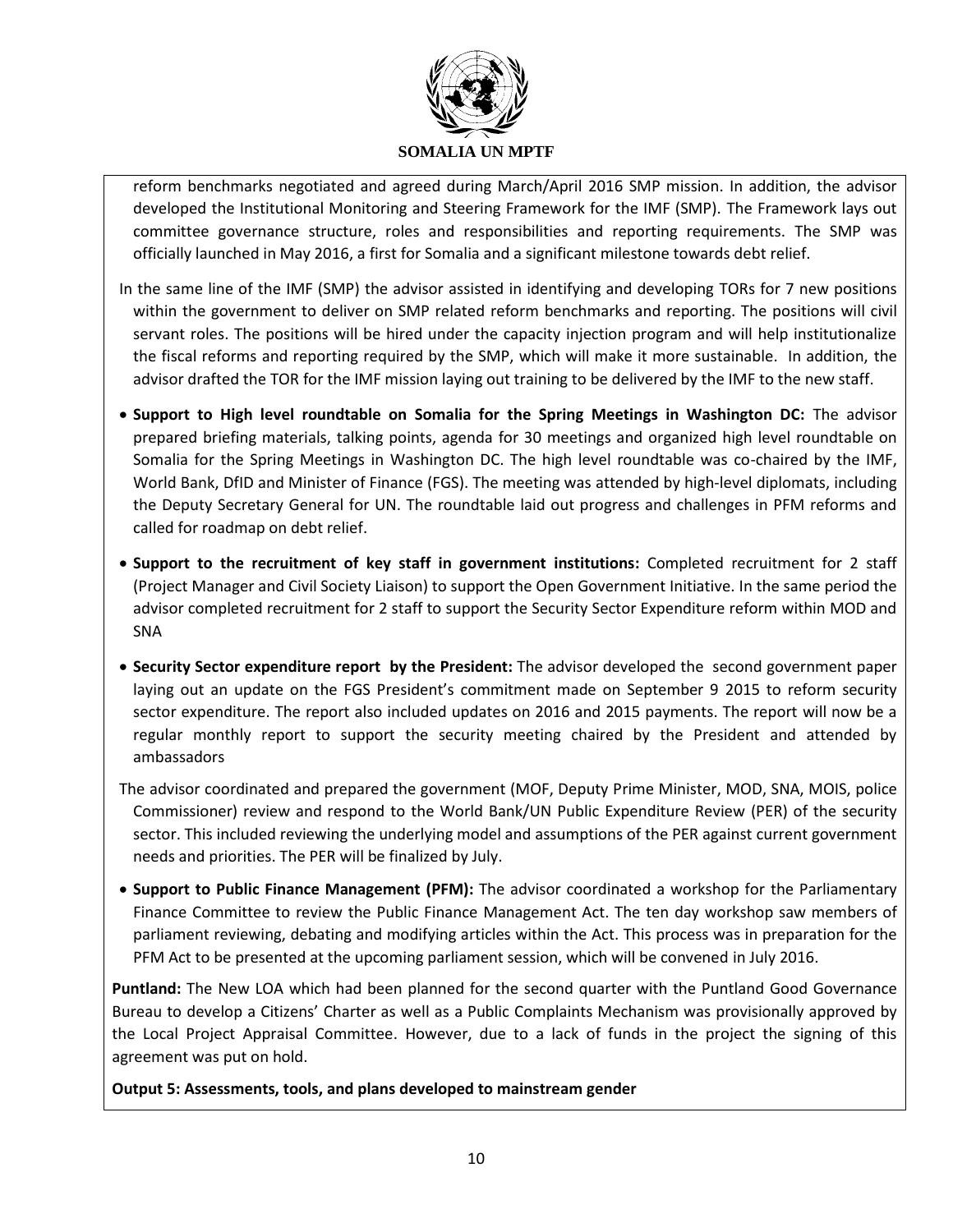reform benchmarks negotiated and agreed during March/April 2016 SMP mission. In addition, the advisor developed the Institutional Monitoring and Steering Framework for the IMF (SMP). The Framework lays out committee governance structure, roles and responsibilities and reporting requirements. The SMP was officially launched in May 2016, a first for Somalia and a significant milestone towards debt relief.

In the same line of the IMF (SMP) the advisor assisted in identifying and developing TORs for 7 new positions within the government to deliver on SMP related reform benchmarks and reporting. The positions will civil servant roles. The positions will be hired under the capacity injection program and will help institutionalize the fiscal reforms and reporting required by the SMP, which will make it more sustainable. In addition, the advisor drafted the TOR for the IMF mission laying out training to be delivered by the IMF to the new staff.

- **Support to High level roundtable on Somalia for the Spring Meetings in Washington DC:** The advisor prepared briefing materials, talking points, agenda for 30 meetings and organized high level roundtable on Somalia for the Spring Meetings in Washington DC. The high level roundtable was co-chaired by the IMF, World Bank, DfID and Minister of Finance (FGS). The meeting was attended by high-level diplomats, including the Deputy Secretary General for UN. The roundtable laid out progress and challenges in PFM reforms and called for roadmap on debt relief.

- **Support to the recruitment of key staff in government institutions:** Completed recruitment for 2 staff (Project Manager and Civil Society Liaison) to support the Open Government Initiative. In the same period the advisor completed recruitment for 2 staff to support the Security Sector Expenditure reform within MOD and SNA

- **Security Sector expenditure report by the President:** The advisor developed the second government paper laying out an update on the FGS President's commitment made on September 9 2015 to reform security sector expenditure. The report also included updates on 2016 and 2015 payments. The report will now be a regular monthly report to support the security meeting chaired by the President and attended by ambassadors

The advisor coordinated and prepared the government (MOF, Deputy Prime Minister, MOD, SNA, MOIS, police Commissioner) review and respond to the World Bank/UN Public Expenditure Review (PER) of the security sector. This included reviewing the underlying model and assumptions of the PER against current government needs and priorities. The PER will be finalized by July.

- **Support to Public Finance Management (PFM):** The advisor coordinated a workshop for the Parliamentary Finance Committee to review the Public Finance Management Act. The ten day workshop saw members of parliament reviewing, debating and modifying articles within the Act. This process was in preparation for the PFM Act to be presented at the upcoming parliament session, which will be convened in July 2016.

**Puntland:** The New LOA which had been planned for the second quarter with the Puntland Good Governance Bureau to develop a Citizens' Charter as well as a Public Complaints Mechanism was provisionally approved by the Local Project Appraisal Committee. However, due to a lack of funds in the project the signing of this agreement was put on hold.

**Output 5: Assessments, tools, and plans developed to mainstream gender**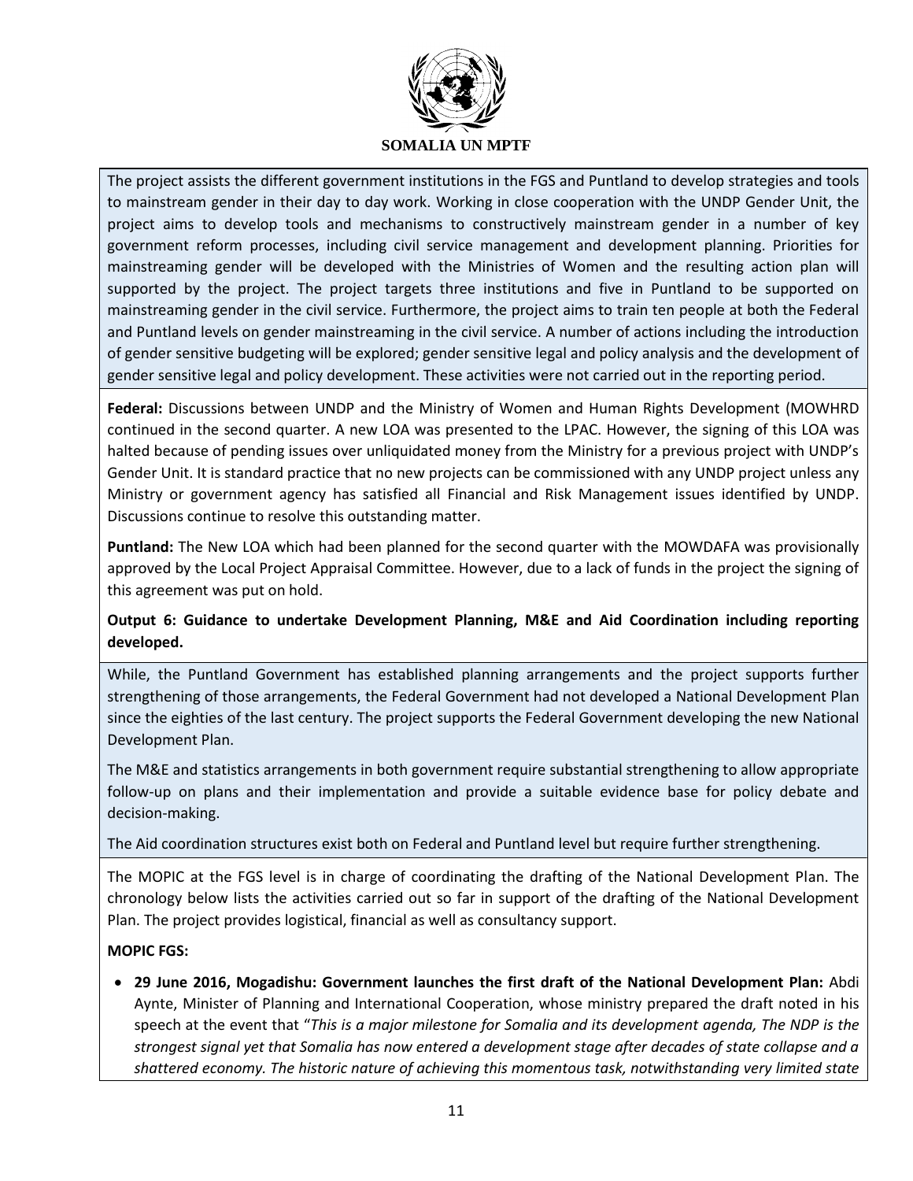The project assists the different government institutions in the FGS and Puntland to develop strategies and tools to mainstream gender in their day to day work. Working in close cooperation with the UNDP Gender Unit, the project aims to develop tools and mechanisms to constructively mainstream gender in a number of key government reform processes, including civil service management and development planning. Priorities for mainstreaming gender will be developed with the Ministries of Women and the resulting action plan will supported by the project. The project targets three institutions and five in Puntland to be supported on mainstreaming gender in the civil service. Furthermore, the project aims to train ten people at both the Federal and Puntland levels on gender mainstreaming in the civil service. A number of actions including the introduction of gender sensitive budgeting will be explored; gender sensitive legal and policy analysis and the development of gender sensitive legal and policy development. These activities were not carried out in the reporting period.

**Federal:** Discussions between UNDP and the Ministry of Women and Human Rights Development (MOWHRD continued in the second quarter. A new LOA was presented to the LPAC. However, the signing of this LOA was halted because of pending issues over unliquidated money from the Ministry for a previous project with UNDP's Gender Unit. It is standard practice that no new projects can be commissioned with any UNDP project unless any Ministry or government agency has satisfied all Financial and Risk Management issues identified by UNDP. Discussions continue to resolve this outstanding matter.

**Puntland:** The New LOA which had been planned for the second quarter with the MOWDAFA was provisionally approved by the Local Project Appraisal Committee. However, due to a lack of funds in the project the signing of this agreement was put on hold.

**Output 6: Guidance to undertake Development Planning, M&E and Aid Coordination including reporting developed.**

While, the Puntland Government has established planning arrangements and the project supports further strengthening of those arrangements, the Federal Government had not developed a National Development Plan since the eighties of the last century. The project supports the Federal Government developing the new National Development Plan.

The M&E and statistics arrangements in both government require substantial strengthening to allow appropriate follow-up on plans and their implementation and provide a suitable evidence base for policy debate and decision-making.

The Aid coordination structures exist both on Federal and Puntland level but require further strengthening.

The MOPIC at the FGS level is in charge of coordinating the drafting of the National Development Plan. The chronology below lists the activities carried out so far in support of the drafting of the National Development Plan. The project provides logistical, financial as well as consultancy support.

**MOPIC FGS:**

- **29 June 2016, Mogadishu: Government launches the first draft of the National Development Plan:** Abdi Aynte, Minister of Planning and International Cooperation, whose ministry prepared the draft noted in his speech at the event that "*This is a major milestone for Somalia and its development agenda, The NDP is the strongest signal yet that Somalia has now entered a development stage after decades of state collapse and a shattered economy. The historic nature of achieving this momentous task, notwithstanding very limited state*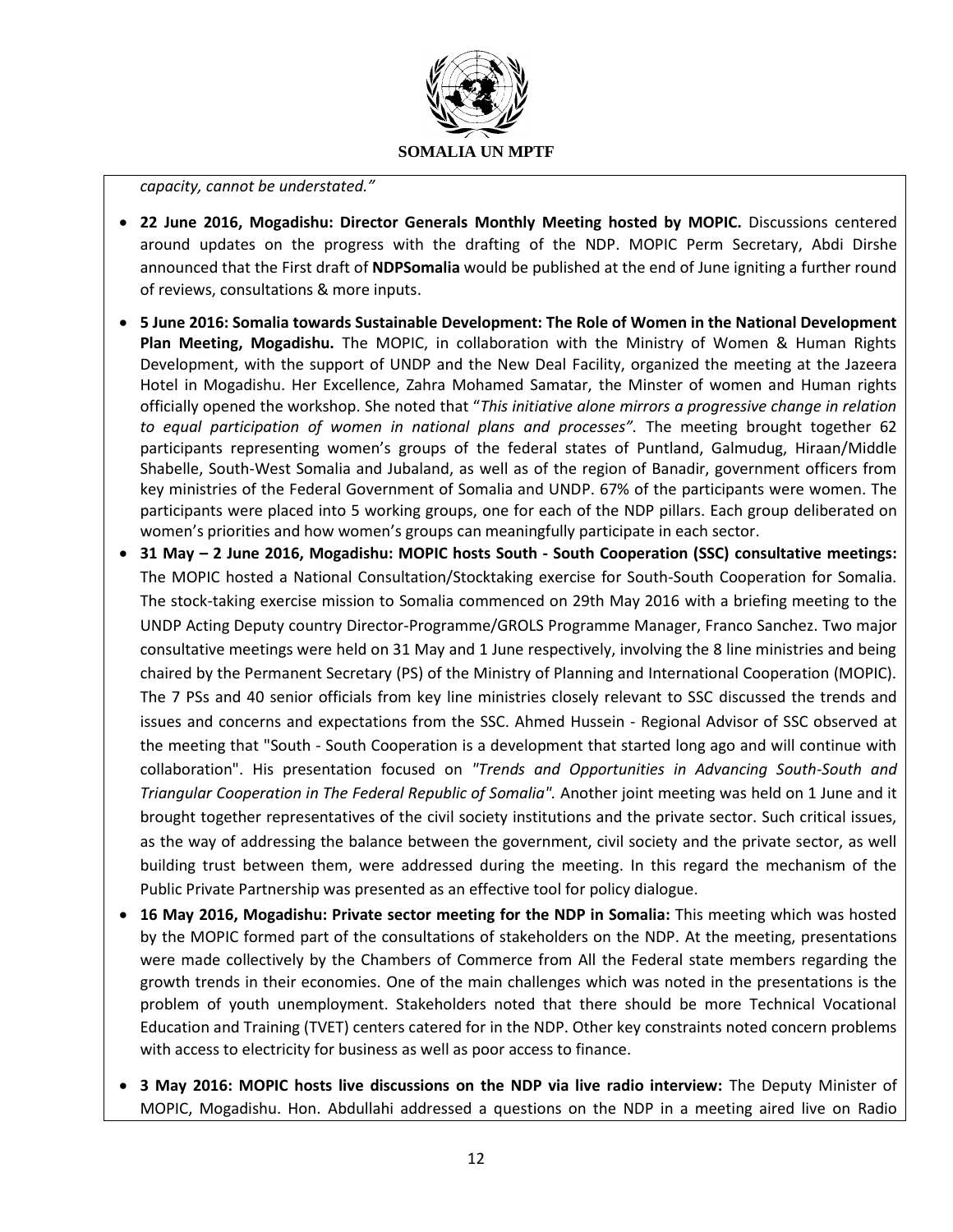*capacity, cannot be understated."*

- **22 June 2016, Mogadishu: Director Generals Monthly Meeting hosted by MOPIC.** Discussions centered around updates on the progress with the drafting of the NDP. MOPIC Perm Secretary, Abdi Dirshe announced that the First draft of **NDPSomalia** would be published at the end of June igniting a further round of reviews, consultations & more inputs.
- **5 June 2016: Somalia towards Sustainable Development: The Role of Women in the National Development Plan Meeting, Mogadishu.** The MOPIC, in collaboration with the Ministry of Women & Human Rights Development, with the support of UNDP and the New Deal Facility, organized the meeting at the Jazeera Hotel in Mogadishu. Her Excellence, Zahra Mohamed Samatar, the Minster of women and Human rights officially opened the workshop. She noted that "*This initiative alone mirrors a progressive change in relation to equal participation of women in national plans and processes".* The meeting brought together 62 participants representing women's groups of the federal states of Puntland, Galmudug, Hiraan/Middle Shabelle, South-West Somalia and Jubaland, as well as of the region of Banadir, government officers from key ministries of the Federal Government of Somalia and UNDP. 67% of the participants were women. The participants were placed into 5 working groups, one for each of the NDP pillars. Each group deliberated on women's priorities and how women's groups can meaningfully participate in each sector.
- **31 May – 2 June 2016, Mogadishu: MOPIC hosts South - South Cooperation (SSC) consultative meetings:** The MOPIC hosted a National Consultation/Stocktaking exercise for South-South Cooperation for Somalia. The stock-taking exercise mission to Somalia commenced on 29th May 2016 with a briefing meeting to the UNDP Acting Deputy country Director-Programme/GROLS Programme Manager, Franco Sanchez. Two major consultative meetings were held on 31 May and 1 June respectively, involving the 8 line ministries and being chaired by the Permanent Secretary (PS) of the Ministry of Planning and International Cooperation (MOPIC). The 7 PSs and 40 senior officials from key line ministries closely relevant to SSC discussed the trends and issues and concerns and expectations from the SSC. Ahmed Hussein - Regional Advisor of SSC observed at the meeting that "South - South Cooperation is a development that started long ago and will continue with collaboration". His presentation focused on *"Trends and Opportunities in Advancing South-South and Triangular Cooperation in The Federal Republic of Somalia".* Another joint meeting was held on 1 June and it brought together representatives of the civil society institutions and the private sector. Such critical issues, as the way of addressing the balance between the government, civil society and the private sector, as well building trust between them, were addressed during the meeting. In this regard the mechanism of the Public Private Partnership was presented as an effective tool for policy dialogue.
- **16 May 2016, Mogadishu: Private sector meeting for the NDP in Somalia:** This meeting which was hosted by the MOPIC formed part of the consultations of stakeholders on the NDP. At the meeting, presentations were made collectively by the Chambers of Commerce from All the Federal state members regarding the growth trends in their economies. One of the main challenges which was noted in the presentations is the problem of youth unemployment. Stakeholders noted that there should be more Technical Vocational Education and Training (TVET) centers catered for in the NDP. Other key constraints noted concern problems with access to electricity for business as well as poor access to finance.
- **3 May 2016: MOPIC hosts live discussions on the NDP via live radio interview:** The Deputy Minister of MOPIC, Mogadishu. Hon. Abdullahi addressed a questions on the NDP in a meeting aired live on Radio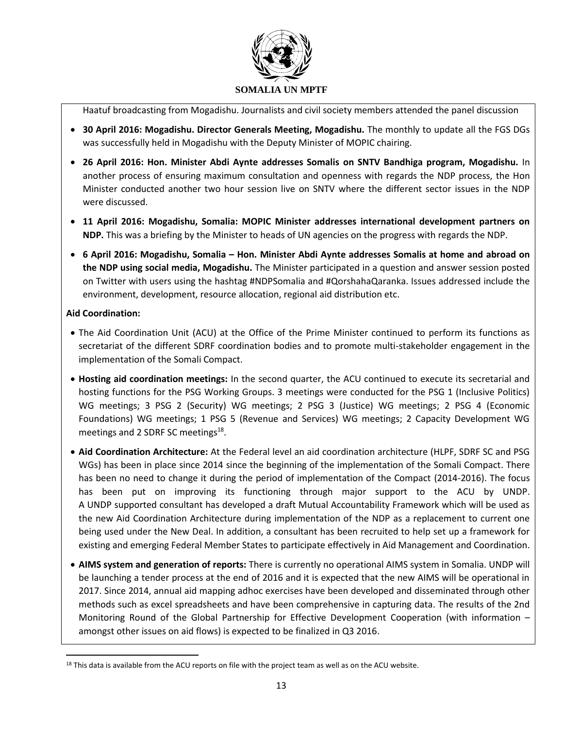Haatuf broadcasting from Mogadishu. Journalists and civil society members attended the panel discussion

- **30 April 2016: Mogadishu. Director Generals Meeting, Mogadishu.** The monthly to update all the FGS DGs was successfully held in Mogadishu with the Deputy Minister of MOPIC chairing.
- **26 April 2016: Hon. Minister Abdi Aynte addresses Somalis on SNTV Bandhiga program, Mogadishu.** In another process of ensuring maximum consultation and openness with regards the NDP process, the Hon Minister conducted another two hour session live on SNTV where the different sector issues in the NDP were discussed.
- **11 April 2016: Mogadishu, Somalia: MOPIC Minister addresses international development partners on NDP.** This was a briefing by the Minister to heads of UN agencies on the progress with regards the NDP.
- **6 April 2016: Mogadishu, Somalia – Hon. Minister Abdi Aynte addresses Somalis at home and abroad on the NDP using social media, Mogadishu.** The Minister participated in a question and answer session posted on Twitter with users using the hashtag #NDPSomalia and #QorshahaQaranka. Issues addressed include the environment, development, resource allocation, regional aid distribution etc.

**Aid Coordination:**

- The Aid Coordination Unit (ACU) at the Office of the Prime Minister continued to perform its functions as secretariat of the different SDRF coordination bodies and to promote multi-stakeholder engagement in the implementation of the Somali Compact.
- **Hosting aid coordination meetings:** In the second quarter, the ACU continued to execute its secretarial and hosting functions for the PSG Working Groups. 3 meetings were conducted for the PSG 1 (Inclusive Politics) WG meetings; 3 PSG 2 (Security) WG meetings; 2 PSG 3 (Justice) WG meetings; 2 PSG 4 (Economic Foundations) WG meetings; 1 PSG 5 (Revenue and Services) WG meetings; 2 Capacity Development WG meetings and 2 SDRF SC meetings[18].
- **Aid Coordination Architecture:** At the Federal level an aid coordination architecture (HLPF, SDRF SC and PSG WGs) has been in place since 2014 since the beginning of the implementation of the Somali Compact. There has been no need to change it during the period of implementation of the Compact (2014-2016). The focus has been put on improving its functioning through major support to the ACU by UNDP. A UNDP supported consultant has developed a draft Mutual Accountability Framework which will be used as the new Aid Coordination Architecture during implementation of the NDP as a replacement to current one being used under the New Deal. In addition, a consultant has been recruited to help set up a framework for existing and emerging Federal Member States to participate effectively in Aid Management and Coordination.
- **AIMS system and generation of reports:** There is currently no operational AIMS system in Somalia. UNDP will be launching a tender process at the end of 2016 and it is expected that the new AIMS will be operational in 2017. Since 2014, annual aid mapping adhoc exercises have been developed and disseminated through other methods such as excel spreadsheets and have been comprehensive in capturing data. The results of the 2nd Monitoring Round of the Global Partnership for Effective Development Cooperation (with information – amongst other issues on aid flows) is expected to be finalized in Q3 2016.

[18] This data is available from the ACU reports on file with the project team as well as on the ACU website.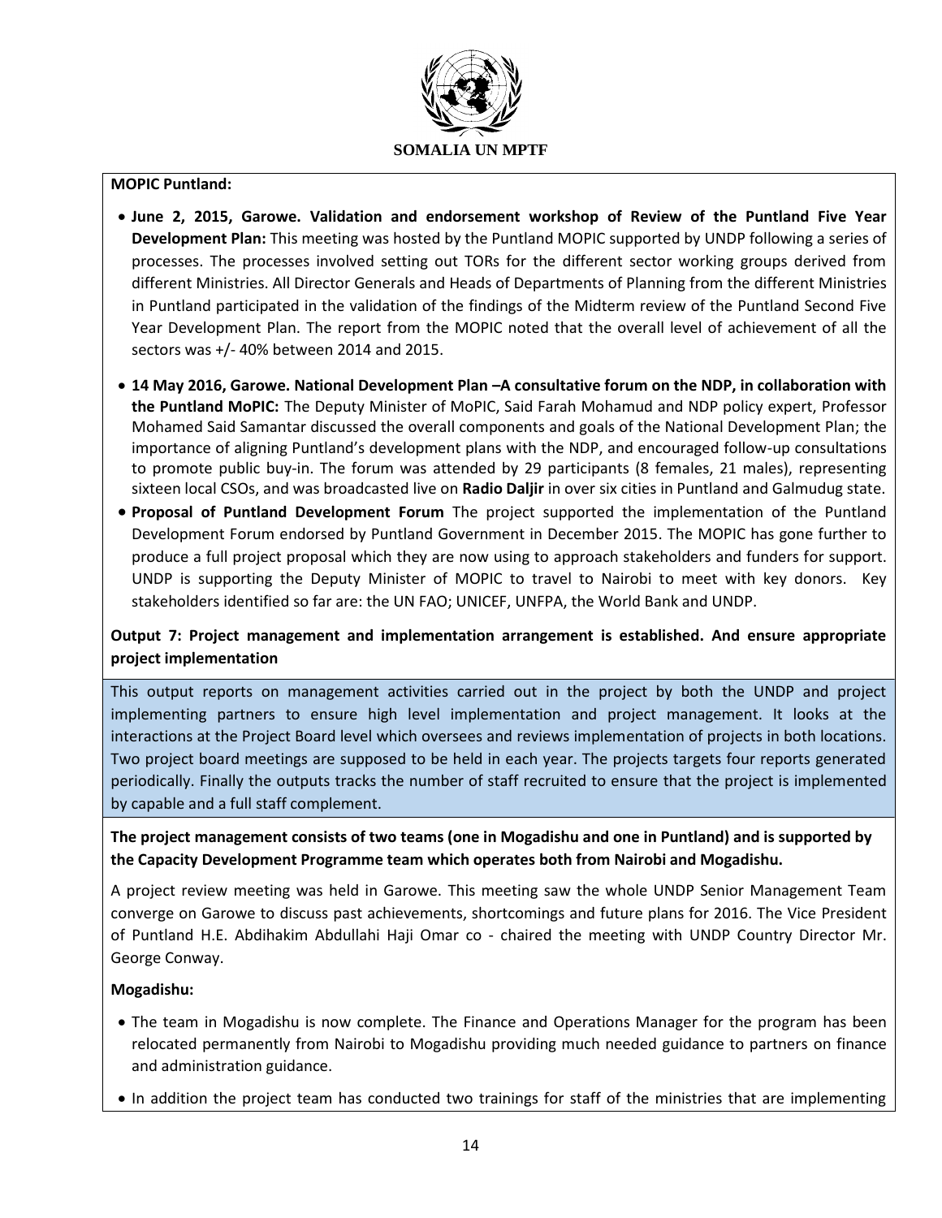**MOPIC Puntland:**

- **June 2, 2015, Garowe. Validation and endorsement workshop of Review of the Puntland Five Year Development Plan:** This meeting was hosted by the Puntland MOPIC supported by UNDP following a series of processes. The processes involved setting out TORs for the different sector working groups derived from different Ministries. All Director Generals and Heads of Departments of Planning from the different Ministries in Puntland participated in the validation of the findings of the Midterm review of the Puntland Second Five Year Development Plan. The report from the MOPIC noted that the overall level of achievement of all the sectors was +/- 40% between 2014 and 2015.
- **14 May 2016, Garowe. National Development Plan –A consultative forum on the NDP, in collaboration with the Puntland MoPIC:** The Deputy Minister of MoPIC, Said Farah Mohamud and NDP policy expert, Professor Mohamed Said Samantar discussed the overall components and goals of the National Development Plan; the importance of aligning Puntland's development plans with the NDP, and encouraged follow-up consultations to promote public buy-in. The forum was attended by 29 participants (8 females, 21 males), representing sixteen local CSOs, and was broadcasted live on **Radio Daljir** in over six cities in Puntland and Galmudug state.
- **Proposal of Puntland Development Forum** The project supported the implementation of the Puntland Development Forum endorsed by Puntland Government in December 2015. The MOPIC has gone further to produce a full project proposal which they are now using to approach stakeholders and funders for support. UNDP is supporting the Deputy Minister of MOPIC to travel to Nairobi to meet with key donors. Key stakeholders identified so far are: the UN FAO; UNICEF, UNFPA, the World Bank and UNDP.

**Output 7: Project management and implementation arrangement is established. And ensure appropriate project implementation**

This output reports on management activities carried out in the project by both the UNDP and project implementing partners to ensure high level implementation and project management. It looks at the interactions at the Project Board level which oversees and reviews implementation of projects in both locations. Two project board meetings are supposed to be held in each year. The projects targets four reports generated periodically. Finally the outputs tracks the number of staff recruited to ensure that the project is implemented by capable and a full staff complement.

**The project management consists of two teams (one in Mogadishu and one in Puntland) and is supported by the Capacity Development Programme team which operates both from Nairobi and Mogadishu.**

A project review meeting was held in Garowe. This meeting saw the whole UNDP Senior Management Team converge on Garowe to discuss past achievements, shortcomings and future plans for 2016. The Vice President of Puntland H.E. Abdihakim Abdullahi Haji Omar co - chaired the meeting with UNDP Country Director Mr. George Conway.

**Mogadishu:**

- The team in Mogadishu is now complete. The Finance and Operations Manager for the program has been relocated permanently from Nairobi to Mogadishu providing much needed guidance to partners on finance and administration guidance.
- In addition the project team has conducted two trainings for staff of the ministries that are implementing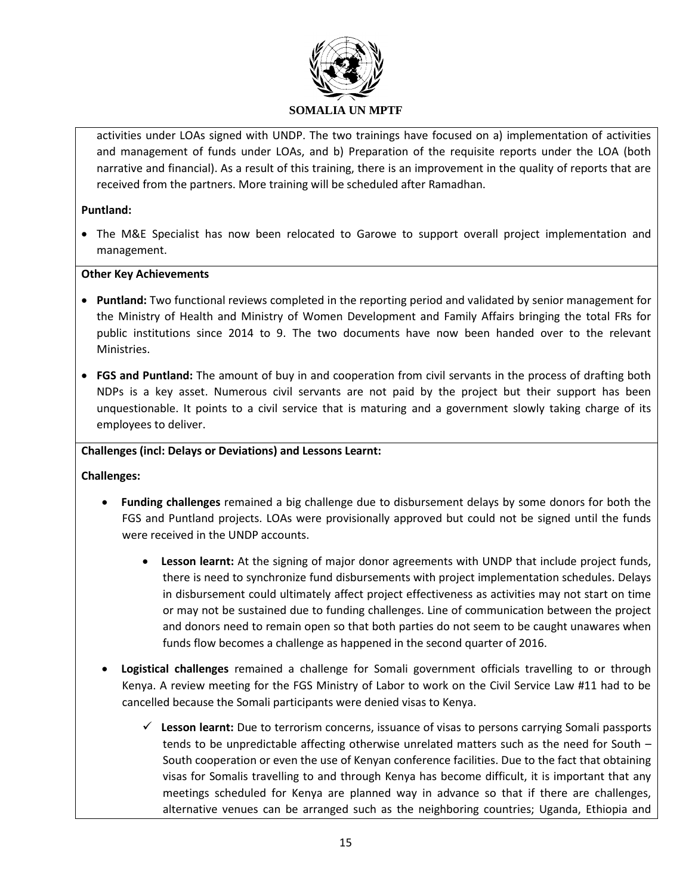activities under LOAs signed with UNDP. The two trainings have focused on a) implementation of activities and management of funds under LOAs, and b) Preparation of the requisite reports under the LOA (both narrative and financial). As a result of this training, there is an improvement in the quality of reports that are received from the partners. More training will be scheduled after Ramadhan.

**Puntland:**

- The M&E Specialist has now been relocated to Garowe to support overall project implementation and management.

**Other Key Achievements**

- **Puntland:** Two functional reviews completed in the reporting period and validated by senior management for the Ministry of Health and Ministry of Women Development and Family Affairs bringing the total FRs for public institutions since 2014 to 9. The two documents have now been handed over to the relevant Ministries.
- **FGS and Puntland:** The amount of buy in and cooperation from civil servants in the process of drafting both NDPs is a key asset. Numerous civil servants are not paid by the project but their support has been unquestionable. It points to a civil service that is maturing and a government slowly taking charge of its employees to deliver.

**Challenges (incl: Delays or Deviations) and Lessons Learnt:**

**Challenges:**

- **Funding challenges** remained a big challenge due to disbursement delays by some donors for both the FGS and Puntland projects. LOAs were provisionally approved but could not be signed until the funds were received in the UNDP accounts.
    - **Lesson learnt:** At the signing of major donor agreements with UNDP that include project funds, there is need to synchronize fund disbursements with project implementation schedules. Delays in disbursement could ultimately affect project effectiveness as activities may not start on time or may not be sustained due to funding challenges. Line of communication between the project and donors need to remain open so that both parties do not seem to be caught unawares when funds flow becomes a challenge as happened in the second quarter of 2016.
- **Logistical challenges** remained a challenge for Somali government officials travelling to or through Kenya. A review meeting for the FGS Ministry of Labor to work on the Civil Service Law #11 had to be cancelled because the Somali participants were denied visas to Kenya.
    - ✓ **Lesson learnt:** Due to terrorism concerns, issuance of visas to persons carrying Somali passports tends to be unpredictable affecting otherwise unrelated matters such as the need for South – South cooperation or even the use of Kenyan conference facilities. Due to the fact that obtaining visas for Somalis travelling to and through Kenya has become difficult, it is important that any meetings scheduled for Kenya are planned way in advance so that if there are challenges, alternative venues can be arranged such as the neighboring countries; Uganda, Ethiopia and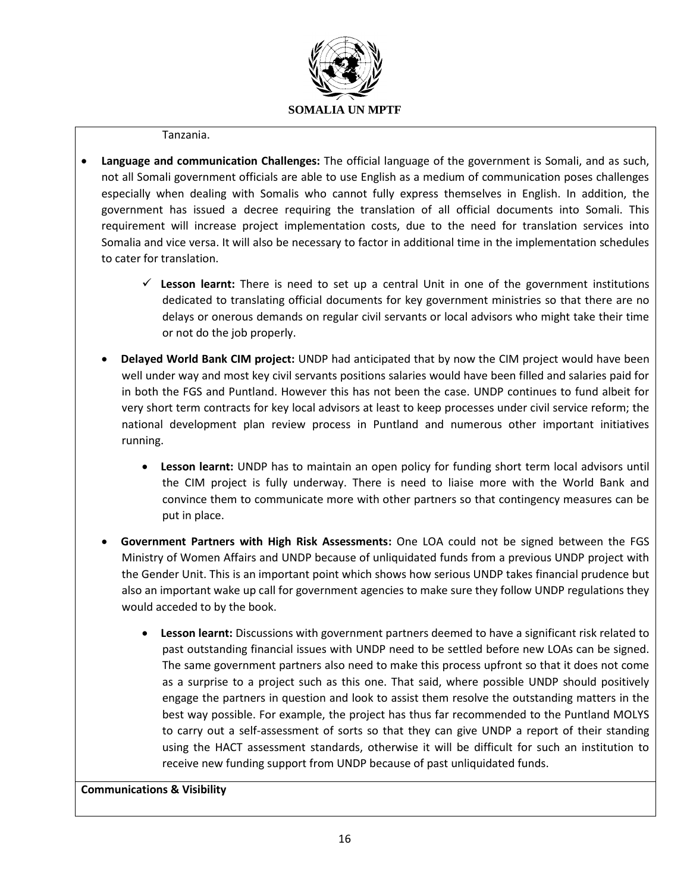Tanzania.

- **Language and communication Challenges:** The official language of the government is Somali, and as such, not all Somali government officials are able to use English as a medium of communication poses challenges especially when dealing with Somalis who cannot fully express themselves in English. In addition, the government has issued a decree requiring the translation of all official documents into Somali. This requirement will increase project implementation costs, due to the need for translation services into Somalia and vice versa. It will also be necessary to factor in additional time in the implementation schedules to cater for translation.
    - ✓ **Lesson learnt:** There is need to set up a central Unit in one of the government institutions dedicated to translating official documents for key government ministries so that there are no delays or onerous demands on regular civil servants or local advisors who might take their time or not do the job properly.

- **Delayed World Bank CIM project:** UNDP had anticipated that by now the CIM project would have been well under way and most key civil servants positions salaries would have been filled and salaries paid for in both the FGS and Puntland. However this has not been the case. UNDP continues to fund albeit for very short term contracts for key local advisors at least to keep processes under civil service reform; the national development plan review process in Puntland and numerous other important initiatives running.
    - **Lesson learnt:** UNDP has to maintain an open policy for funding short term local advisors until the CIM project is fully underway. There is need to liaise more with the World Bank and convince them to communicate more with other partners so that contingency measures can be put in place.

- **Government Partners with High Risk Assessments:** One LOA could not be signed between the FGS Ministry of Women Affairs and UNDP because of unliquidated funds from a previous UNDP project with the Gender Unit. This is an important point which shows how serious UNDP takes financial prudence but also an important wake up call for government agencies to make sure they follow UNDP regulations they would acceded to by the book.
    - **Lesson learnt:** Discussions with government partners deemed to have a significant risk related to past outstanding financial issues with UNDP need to be settled before new LOAs can be signed. The same government partners also need to make this process upfront so that it does not come as a surprise to a project such as this one. That said, where possible UNDP should positively engage the partners in question and look to assist them resolve the outstanding matters in the best way possible. For example, the project has thus far recommended to the Puntland MOLYS to carry out a self-assessment of sorts so that they can give UNDP a report of their standing using the HACT assessment standards, otherwise it will be difficult for such an institution to receive new funding support from UNDP because of past unliquidated funds.

**Communications & Visibility**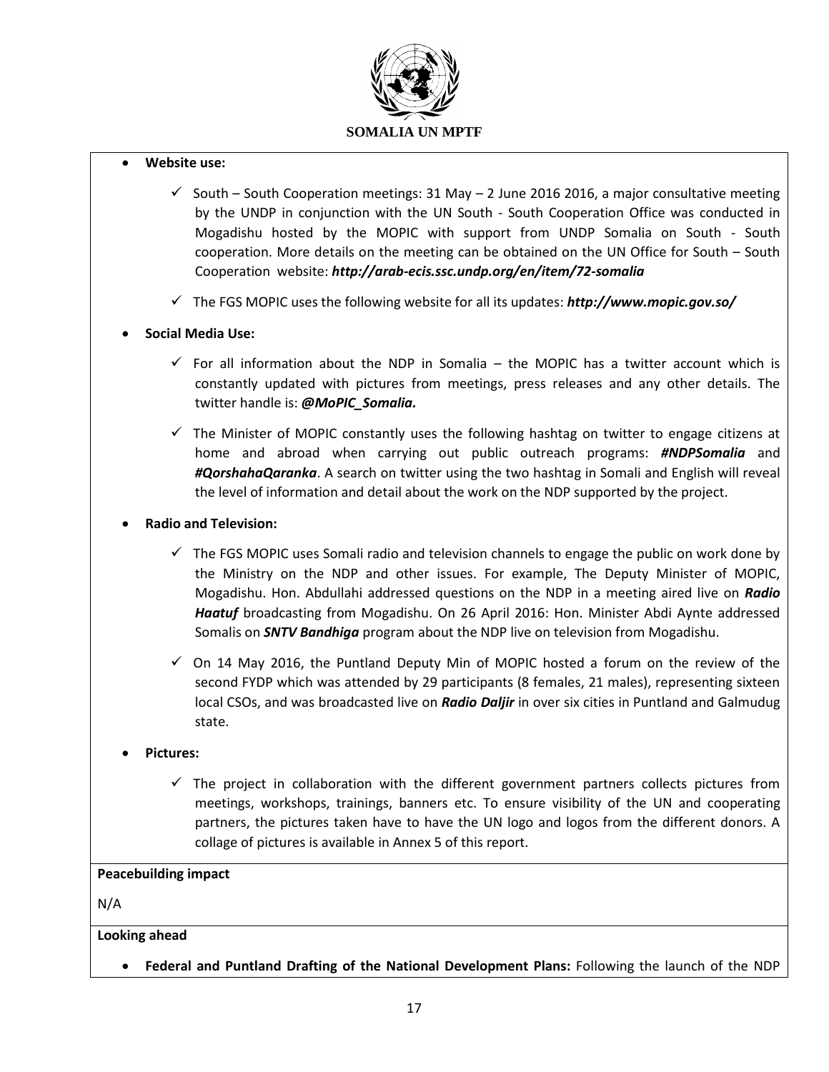- **Website use:**

  - ✓ South – South Cooperation meetings: 31 May – 2 June 2016 2016, a major consultative meeting by the UNDP in conjunction with the UN South - South Cooperation Office was conducted in Mogadishu hosted by the MOPIC with support from UNDP Somalia on South - South cooperation. More details on the meeting can be obtained on the UN Office for South – South Cooperation website: ***http://arab-ecis.ssc.undp.org/en/item/72-somalia***

  - ✓ The FGS MOPIC uses the following website for all its updates: ***http://www.mopic.gov.so/***

- **Social Media Use:**

  - ✓ For all information about the NDP in Somalia – the MOPIC has a twitter account which is constantly updated with pictures from meetings, press releases and any other details. The twitter handle is: ***@MoPIC_Somalia.***

  - ✓ The Minister of MOPIC constantly uses the following hashtag on twitter to engage citizens at home and abroad when carrying out public outreach programs: ***#NDPSomalia*** and ***#QorshahaQaranka***. A search on twitter using the two hashtag in Somali and English will reveal the level of information and detail about the work on the NDP supported by the project.

- **Radio and Television:**

  - ✓ The FGS MOPIC uses Somali radio and television channels to engage the public on work done by the Ministry on the NDP and other issues. For example, The Deputy Minister of MOPIC, Mogadishu. Hon. Abdullahi addressed questions on the NDP in a meeting aired live on ***Radio Haatuf*** broadcasting from Mogadishu. On 26 April 2016: Hon. Minister Abdi Aynte addressed Somalis on ***SNTV Bandhiga*** program about the NDP live on television from Mogadishu.

  - ✓ On 14 May 2016, the Puntland Deputy Min of MOPIC hosted a forum on the review of the second FYDP which was attended by 29 participants (8 females, 21 males), representing sixteen local CSOs, and was broadcasted live on ***Radio Daljir*** in over six cities in Puntland and Galmudug state.

- **Pictures:**

  - ✓ The project in collaboration with the different government partners collects pictures from meetings, workshops, trainings, banners etc. To ensure visibility of the UN and cooperating partners, the pictures taken have to have the UN logo and logos from the different donors. A collage of pictures is available in Annex 5 of this report.

**Peacebuilding impact**

N/A

**Looking ahead**

- **Federal and Puntland Drafting of the National Development Plans:** Following the launch of the NDP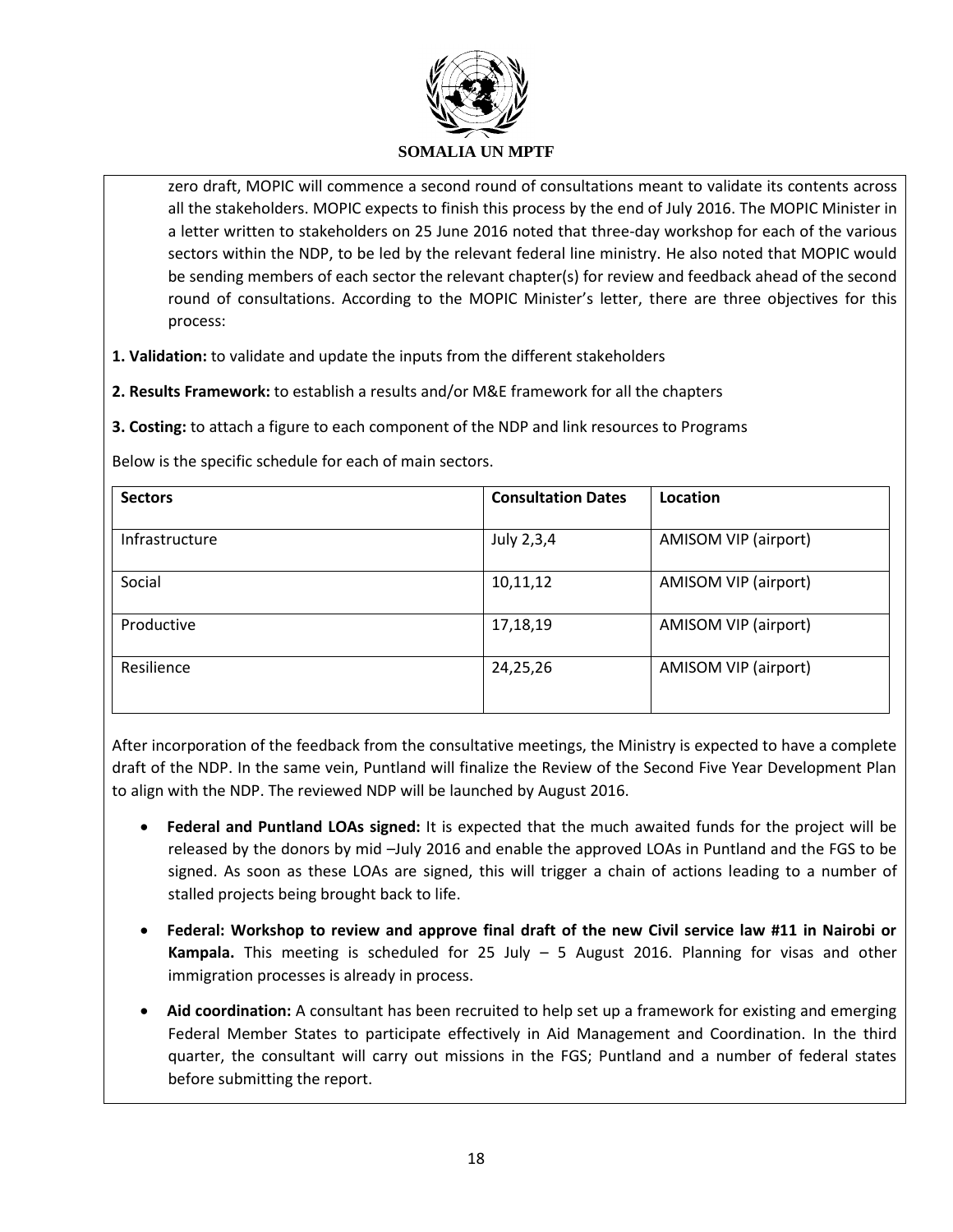zero draft, MOPIC will commence a second round of consultations meant to validate its contents across all the stakeholders. MOPIC expects to finish this process by the end of July 2016. The MOPIC Minister in a letter written to stakeholders on 25 June 2016 noted that three-day workshop for each of the various sectors within the NDP, to be led by the relevant federal line ministry. He also noted that MOPIC would be sending members of each sector the relevant chapter(s) for review and feedback ahead of the second round of consultations. According to the MOPIC Minister's letter, there are three objectives for this process:

**1. Validation:** to validate and update the inputs from the different stakeholders

**2. Results Framework:** to establish a results and/or M&E framework for all the chapters

**3. Costing:** to attach a figure to each component of the NDP and link resources to Programs

Below is the specific schedule for each of main sectors.

| Sectors | Consultation Dates | Location |
|---|---|---|
| Infrastructure | July 2,3,4 | AMISOM VIP (airport) |
| Social | 10,11,12 | AMISOM VIP (airport) |
| Productive | 17,18,19 | AMISOM VIP (airport) |
| Resilience | 24,25,26 | AMISOM VIP (airport) |

After incorporation of the feedback from the consultative meetings, the Ministry is expected to have a complete draft of the NDP. In the same vein, Puntland will finalize the Review of the Second Five Year Development Plan to align with the NDP. The reviewed NDP will be launched by August 2016.

- **Federal and Puntland LOAs signed:** It is expected that the much awaited funds for the project will be released by the donors by mid –July 2016 and enable the approved LOAs in Puntland and the FGS to be signed. As soon as these LOAs are signed, this will trigger a chain of actions leading to a number of stalled projects being brought back to life.
- **Federal: Workshop to review and approve final draft of the new Civil service law #11 in Nairobi or Kampala.** This meeting is scheduled for 25 July – 5 August 2016. Planning for visas and other immigration processes is already in process.
- **Aid coordination:** A consultant has been recruited to help set up a framework for existing and emerging Federal Member States to participate effectively in Aid Management and Coordination. In the third quarter, the consultant will carry out missions in the FGS; Puntland and a number of federal states before submitting the report.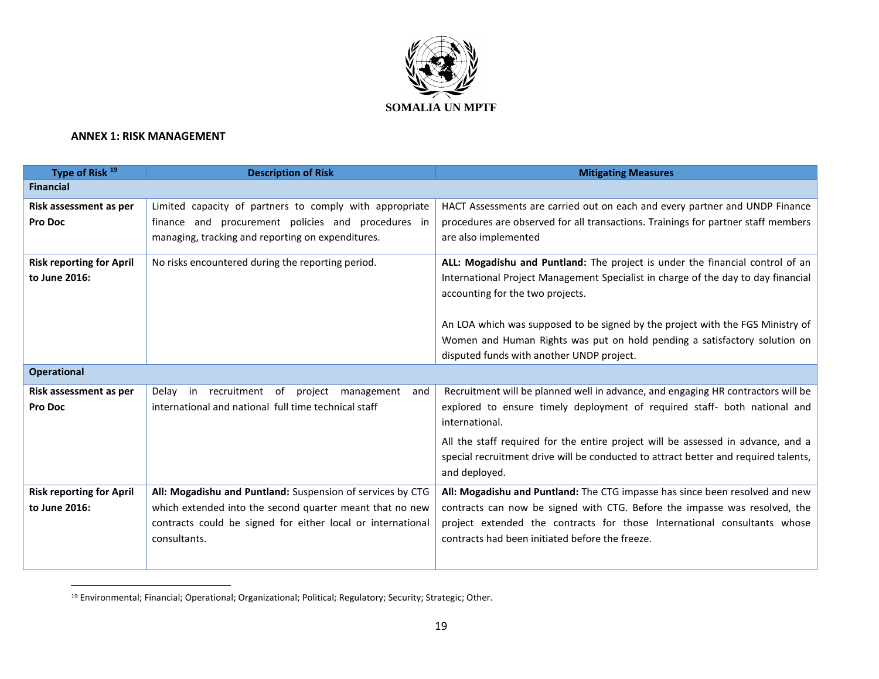**SOMALIA UN MPTF**

**ANNEX 1: RISK MANAGEMENT**

| Type of Risk [19] | Description of Risk | Mitigating Measures |
|---|---|---|
| **Financial** | | |
| **Risk assessment as per Pro Doc** | Limited capacity of partners to comply with appropriate finance and procurement policies and procedures in managing, tracking and reporting on expenditures. | HACT Assessments are carried out on each and every partner and UNDP Finance procedures are observed for all transactions. Trainings for partner staff members are also implemented |
| **Risk reporting for April to June 2016:** | No risks encountered during the reporting period. | **ALL: Mogadishu and Puntland:** The project is under the financial control of an International Project Management Specialist in charge of the day to day financial accounting for the two projects.<br><br>An LOA which was supposed to be signed by the project with the FGS Ministry of Women and Human Rights was put on hold pending a satisfactory solution on disputed funds with another UNDP project. |
| **Operational** | | |
| **Risk assessment as per Pro Doc** | Delay in recruitment of project management and international and national full time technical staff | Recruitment will be planned well in advance, and engaging HR contractors will be explored to ensure timely deployment of required staff- both national and international.<br><br>All the staff required for the entire project will be assessed in advance, and a special recruitment drive will be conducted to attract better and required talents, and deployed. |
| **Risk reporting for April to June 2016:** | **All: Mogadishu and Puntland:** Suspension of services by CTG which extended into the second quarter meant that no new contracts could be signed for either local or international consultants. | **All: Mogadishu and Puntland:** The CTG impasse has since been resolved and new contracts can now be signed with CTG. Before the impasse was resolved, the project extended the contracts for those International consultants whose contracts had been initiated before the freeze. |

[19] Environmental; Financial; Operational; Organizational; Political; Regulatory; Security; Strategic; Other.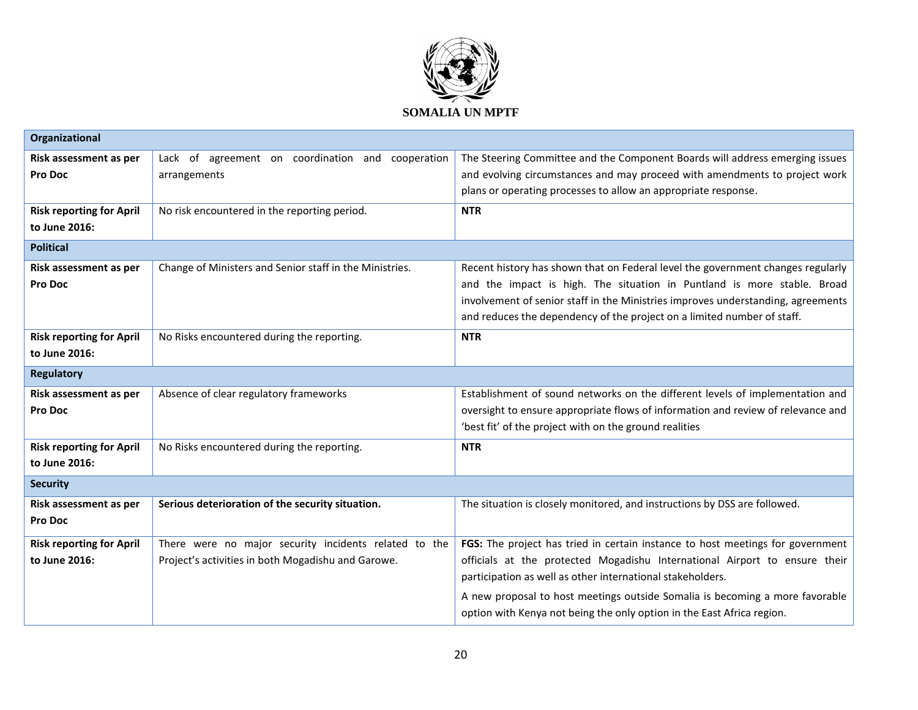**SOMALIA UN MPTF**

| **Organizational** | | |
|---|---|---|
| **Risk assessment as per Pro Doc** | Lack of agreement on coordination and cooperation arrangements | The Steering Committee and the Component Boards will address emerging issues and evolving circumstances and may proceed with amendments to project work plans or operating processes to allow an appropriate response. |
| **Risk reporting for April to June 2016:** | No risk encountered in the reporting period. | **NTR** |
| **Political** | | |
| **Risk assessment as per Pro Doc** | Change of Ministers and Senior staff in the Ministries. | Recent history has shown that on Federal level the government changes regularly and the impact is high. The situation in Puntland is more stable. Broad involvement of senior staff in the Ministries improves understanding, agreements and reduces the dependency of the project on a limited number of staff. |
| **Risk reporting for April to June 2016:** | No Risks encountered during the reporting. | **NTR** |
| **Regulatory** | | |
| **Risk assessment as per Pro Doc** | Absence of clear regulatory frameworks | Establishment of sound networks on the different levels of implementation and oversight to ensure appropriate flows of information and review of relevance and 'best fit' of the project with on the ground realities |
| **Risk reporting for April to June 2016:** | No Risks encountered during the reporting. | **NTR** |
| **Security** | | |
| **Risk assessment as per Pro Doc** | **Serious deterioration of the security situation.** | The situation is closely monitored, and instructions by DSS are followed. |
| **Risk reporting for April to June 2016:** | There were no major security incidents related to the Project's activities in both Mogadishu and Garowe. | **FGS:** The project has tried in certain instance to host meetings for government officials at the protected Mogadishu International Airport to ensure their participation as well as other international stakeholders.<br><br>A new proposal to host meetings outside Somalia is becoming a more favorable option with Kenya not being the only option in the East Africa region. |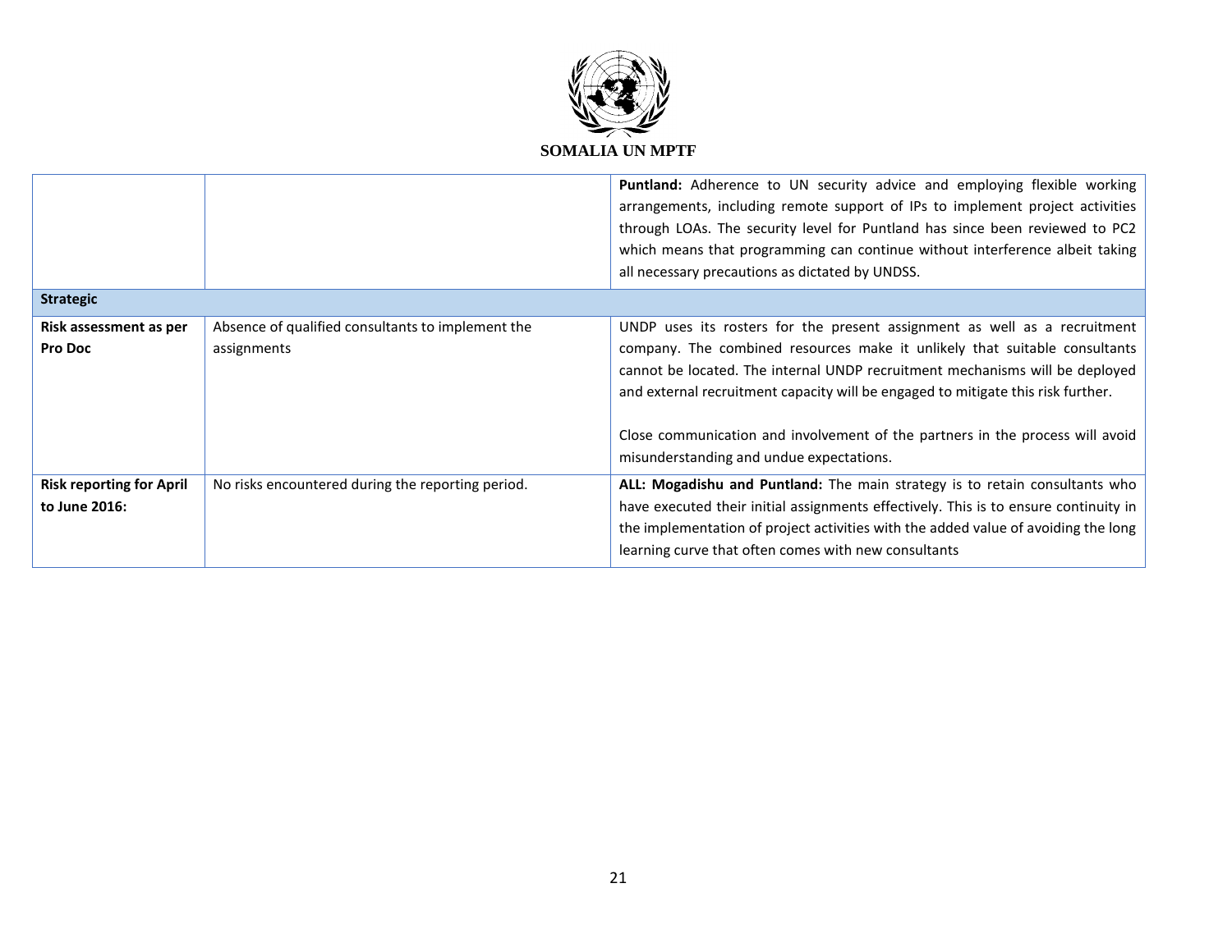| | | |
|---|---|---|
| | | **Puntland:** Adherence to UN security advice and employing flexible working arrangements, including remote support of IPs to implement project activities through LOAs. The security level for Puntland has since been reviewed to PC2 which means that programming can continue without interference albeit taking all necessary precautions as dictated by UNDSS. |
| **Strategic** | | |
| **Risk assessment as per Pro Doc** | Absence of qualified consultants to implement the assignments | UNDP uses its rosters for the present assignment as well as a recruitment company. The combined resources make it unlikely that suitable consultants cannot be located. The internal UNDP recruitment mechanisms will be deployed and external recruitment capacity will be engaged to mitigate this risk further.<br><br>Close communication and involvement of the partners in the process will avoid misunderstanding and undue expectations. |
| **Risk reporting for April to June 2016:** | No risks encountered during the reporting period. | **ALL: Mogadishu and Puntland:** The main strategy is to retain consultants who have executed their initial assignments effectively. This is to ensure continuity in the implementation of project activities with the added value of avoiding the long learning curve that often comes with new consultants |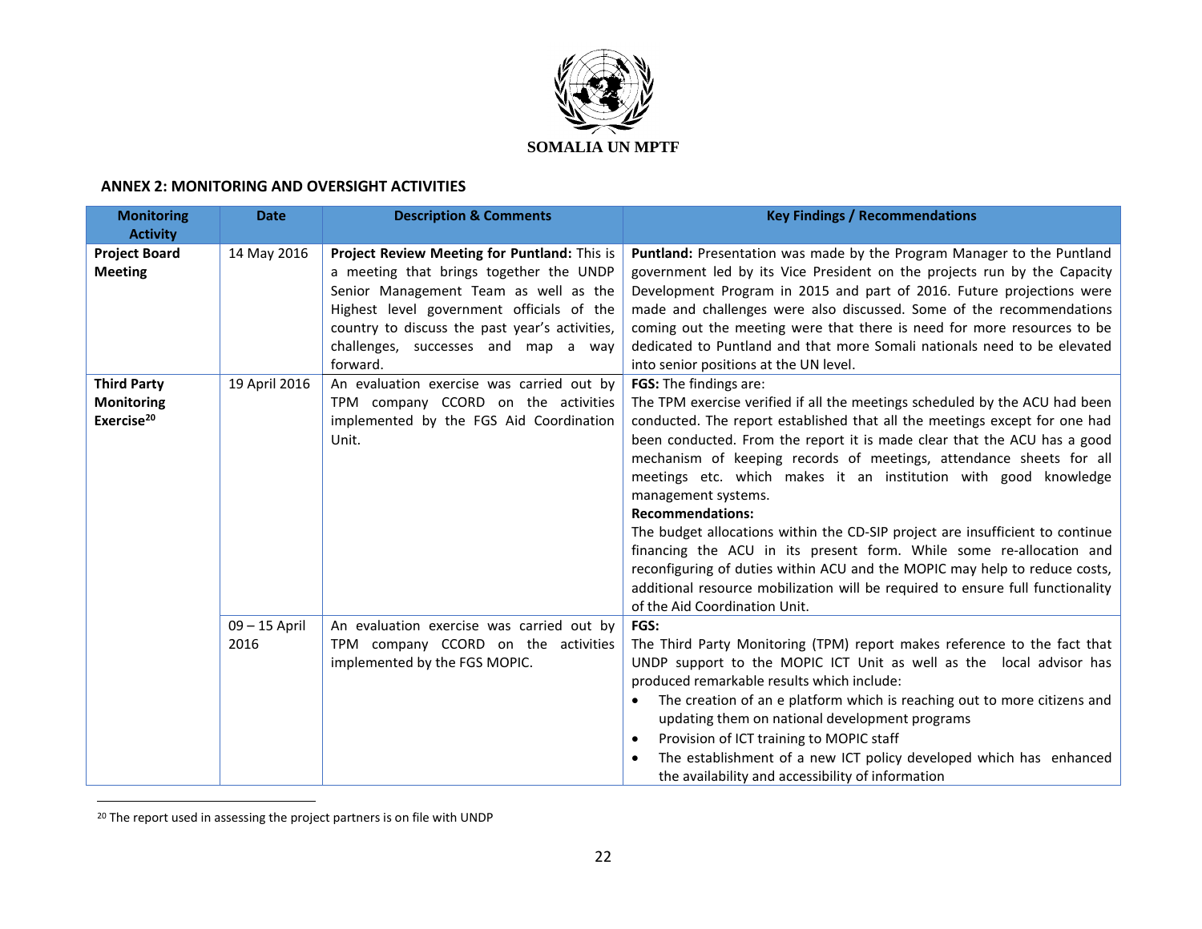**SOMALIA UN MPTF**

## ANNEX 2: MONITORING AND OVERSIGHT ACTIVITIES

| Monitoring Activity | Date | Description & Comments | Key Findings / Recommendations |
|---|---|---|---|
| **Project Board Meeting** | 14 May 2016 | **Project Review Meeting for Puntland:** This is a meeting that brings together the UNDP Senior Management Team as well as the Highest level government officials of the country to discuss the past year's activities, challenges, successes and map a way forward. | **Puntland:** Presentation was made by the Program Manager to the Puntland government led by its Vice President on the projects run by the Capacity Development Program in 2015 and part of 2016. Future projections were made and challenges were also discussed. Some of the recommendations coming out the meeting were that there is need for more resources to be dedicated to Puntland and that more Somali nationals need to be elevated into senior positions at the UN level. |
| **Third Party Monitoring Exercise**[20] | 19 April 2016 | An evaluation exercise was carried out by TPM company CCORD on the activities implemented by the FGS Aid Coordination Unit. | **FGS:** The findings are:<br>The TPM exercise verified if all the meetings scheduled by the ACU had been conducted. The report established that all the meetings except for one had been conducted. From the report it is made clear that the ACU has a good mechanism of keeping records of meetings, attendance sheets for all meetings etc. which makes it an institution with good knowledge management systems.<br>**Recommendations:**<br>The budget allocations within the CD-SIP project are insufficient to continue financing the ACU in its present form. While some re-allocation and reconfiguring of duties within ACU and the MOPIC may help to reduce costs, additional resource mobilization will be required to ensure full functionality of the Aid Coordination Unit. |
| | 09 – 15 April 2016 | An evaluation exercise was carried out by TPM company CCORD on the activities implemented by the FGS MOPIC. | **FGS:**<br>The Third Party Monitoring (TPM) report makes reference to the fact that UNDP support to the MOPIC ICT Unit as well as the local advisor has produced remarkable results which include:<br>• The creation of an e platform which is reaching out to more citizens and updating them on national development programs<br>• Provision of ICT training to MOPIC staff<br>• The establishment of a new ICT policy developed which has enhanced the availability and accessibility of information |

[20] The report used in assessing the project partners is on file with UNDP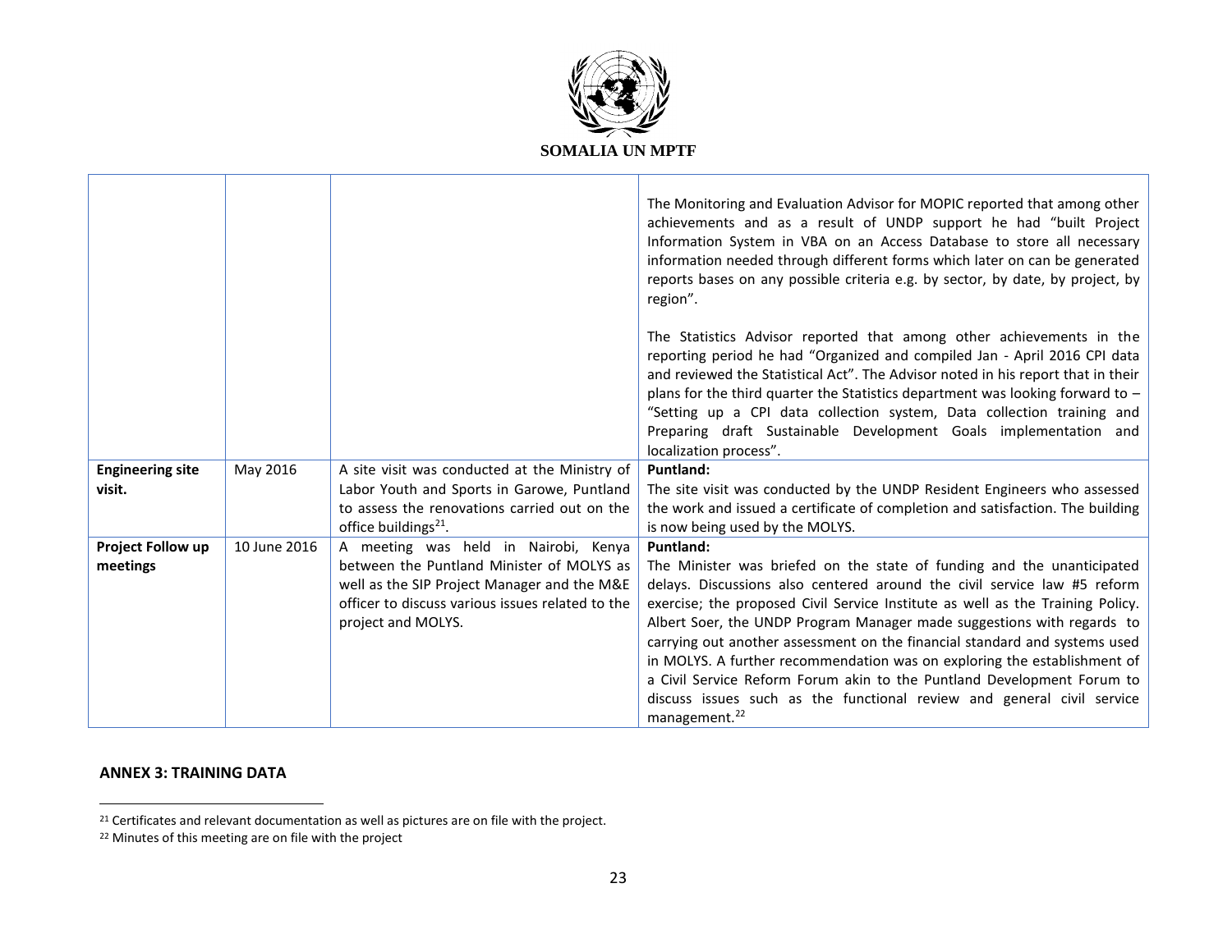| | | | |
|---|---|---|---|
| | | | The Monitoring and Evaluation Advisor for MOPIC reported that among other achievements and as a result of UNDP support he had "built Project Information System in VBA on an Access Database to store all necessary information needed through different forms which later on can be generated reports bases on any possible criteria e.g. by sector, by date, by project, by region".<br><br>The Statistics Advisor reported that among other achievements in the reporting period he had "Organized and compiled Jan - April 2016 CPI data and reviewed the Statistical Act". The Advisor noted in his report that in their plans for the third quarter the Statistics department was looking forward to – "Setting up a CPI data collection system, Data collection training and Preparing draft Sustainable Development Goals implementation and localization process". |
| **Engineering site visit.** | May 2016 | A site visit was conducted at the Ministry of Labor Youth and Sports in Garowe, Puntland to assess the renovations carried out on the office buildings[21]. | **Puntland:**<br>The site visit was conducted by the UNDP Resident Engineers who assessed the work and issued a certificate of completion and satisfaction. The building is now being used by the MOLYS. |
| **Project Follow up meetings** | 10 June 2016 | A meeting was held in Nairobi, Kenya between the Puntland Minister of MOLYS as well as the SIP Project Manager and the M&E officer to discuss various issues related to the project and MOLYS. | **Puntland:**<br>The Minister was briefed on the state of funding and the unanticipated delays. Discussions also centered around the civil service law #5 reform exercise; the proposed Civil Service Institute as well as the Training Policy. Albert Soer, the UNDP Program Manager made suggestions with regards to carrying out another assessment on the financial standard and systems used in MOLYS. A further recommendation was on exploring the establishment of a Civil Service Reform Forum akin to the Puntland Development Forum to discuss issues such as the functional review and general civil service management.[22] |

**ANNEX 3: TRAINING DATA**

[21] Certificates and relevant documentation as well as pictures are on file with the project.

[22] Minutes of this meeting are on file with the project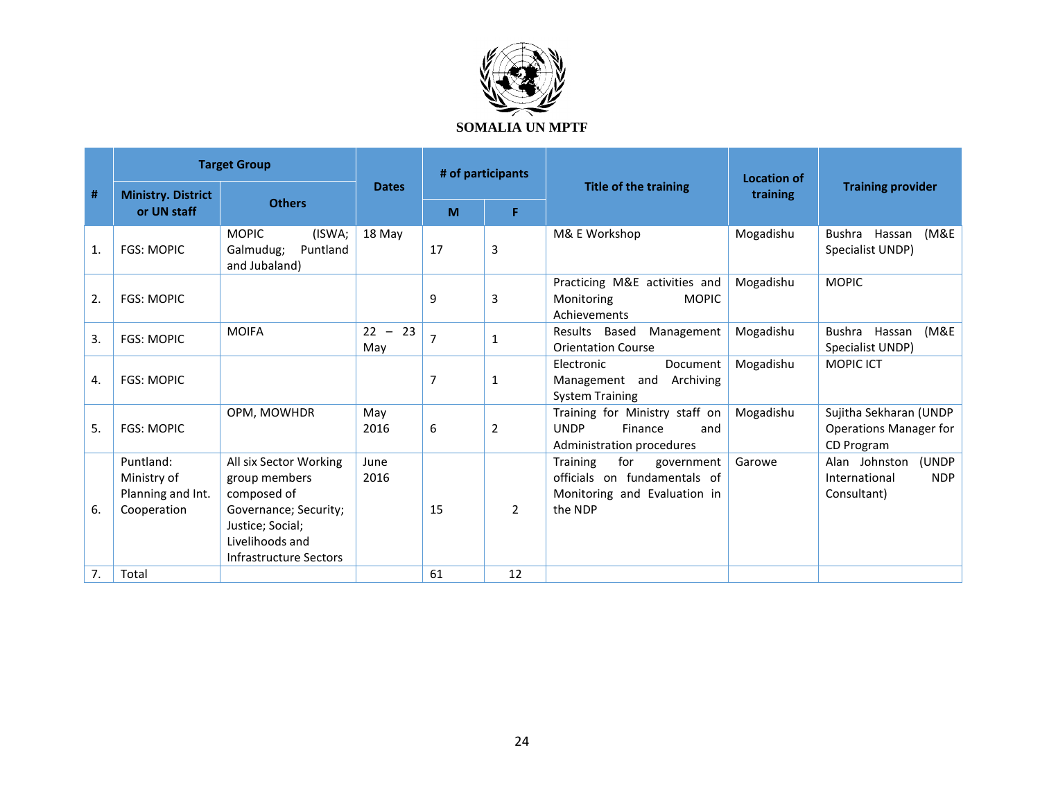**SOMALIA UN MPTF**

| # | Target Group | | Dates | # of participants | | Title of the training | Location of training | Training provider |
|---|---|---|---|---|---|---|---|---|
| | Ministry. District or UN staff | Others | | M | F | | | |
| 1. | FGS: MOPIC | MOPIC (ISWA; Galmudug; Puntland and Jubaland) | 18 May | 17 | 3 | M& E Workshop | Mogadishu | Bushra Hassan (M&E Specialist UNDP) |
| 2. | FGS: MOPIC | | | 9 | 3 | Practicing M&E activities and Monitoring MOPIC Achievements | Mogadishu | MOPIC |
| 3. | FGS: MOPIC | MOIFA | 22 – 23 May | 7 | 1 | Results Based Management Orientation Course | Mogadishu | Bushra Hassan (M&E Specialist UNDP) |
| 4. | FGS: MOPIC | | | 7 | 1 | Electronic Document Management and Archiving System Training | Mogadishu | MOPIC ICT |
| 5. | FGS: MOPIC | OPM, MOWHDR | May 2016 | 6 | 2 | Training for Ministry staff on UNDP Finance and Administration procedures | Mogadishu | Sujitha Sekharan (UNDP Operations Manager for CD Program |
| 6. | Puntland: Ministry of Planning and Int. Cooperation | All six Sector Working group members composed of Governance; Security; Justice; Social; Livelihoods and Infrastructure Sectors | June 2016 | 15 | 2 | Training for government officials on fundamentals of Monitoring and Evaluation in the NDP | Garowe | Alan Johnston (UNDP International NDP Consultant) |
| 7. | Total | | | 61 | 12 | | | |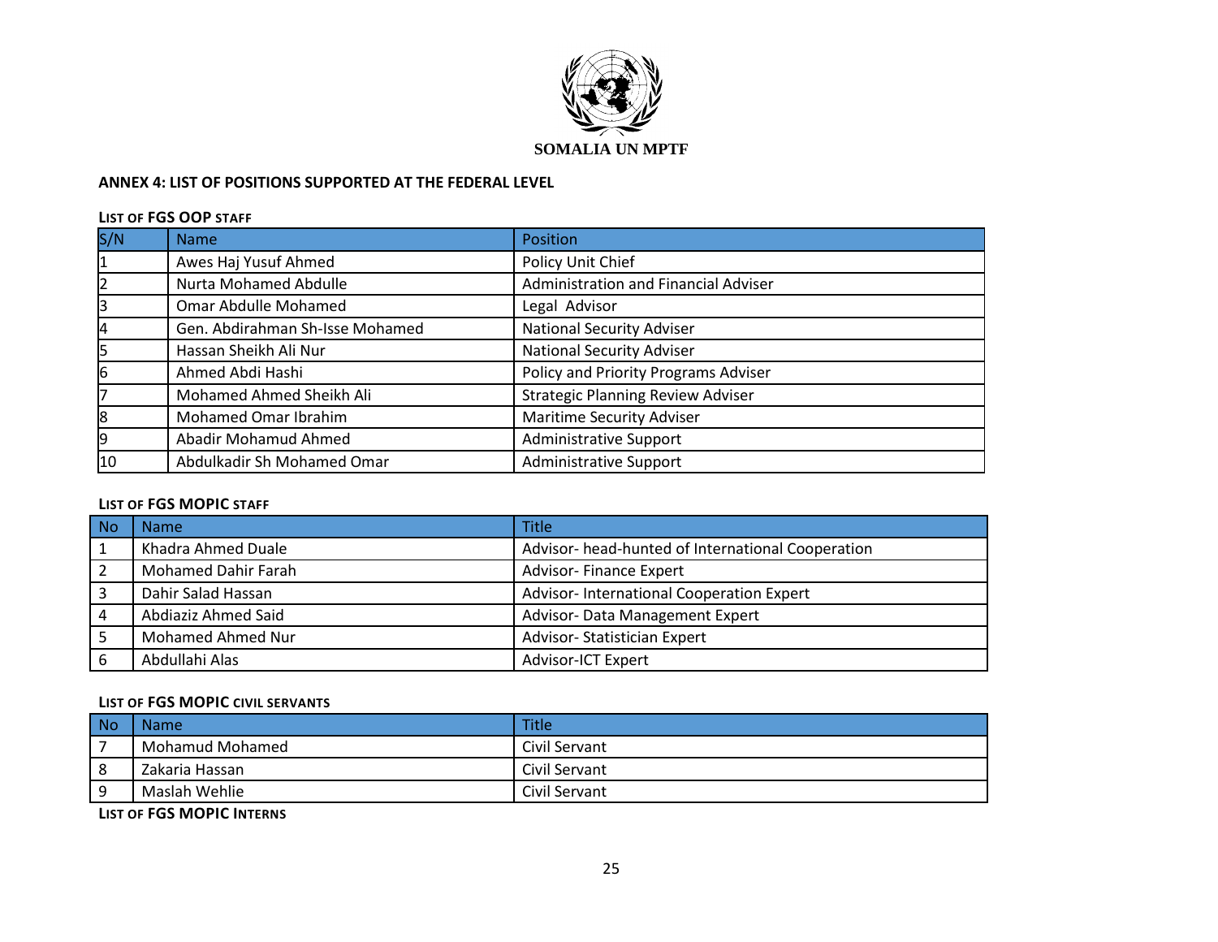**SOMALIA UN MPTF**

**ANNEX 4: LIST OF POSITIONS SUPPORTED AT THE FEDERAL LEVEL**

**LIST OF FGS OOP STAFF**

| S/N | Name | Position |
|---|---|---|
| 1 | Awes Haj Yusuf Ahmed | Policy Unit Chief |
| 2 | Nurta Mohamed Abdulle | Administration and Financial Adviser |
| 3 | Omar Abdulle Mohamed | Legal Advisor |
| 4 | Gen. Abdirahman Sh-Isse Mohamed | National Security Adviser |
| 5 | Hassan Sheikh Ali Nur | National Security Adviser |
| 6 | Ahmed Abdi Hashi | Policy and Priority Programs Adviser |
| 7 | Mohamed Ahmed Sheikh Ali | Strategic Planning Review Adviser |
| 8 | Mohamed Omar Ibrahim | Maritime Security Adviser |
| 9 | Abadir Mohamud Ahmed | Administrative Support |
| 10 | Abdulkadir Sh Mohamed Omar | Administrative Support |

**LIST OF FGS MOPIC STAFF**

| No | Name | Title |
|---|---|---|
| 1 | Khadra Ahmed Duale | Advisor- head-hunted of International Cooperation |
| 2 | Mohamed Dahir Farah | Advisor- Finance Expert |
| 3 | Dahir Salad Hassan | Advisor- International Cooperation Expert |
| 4 | Abdiaziz Ahmed Said | Advisor- Data Management Expert |
| 5 | Mohamed Ahmed Nur | Advisor- Statistician Expert |
| 6 | Abdullahi Alas | Advisor-ICT Expert |

**LIST OF FGS MOPIC CIVIL SERVANTS**

| No | Name | Title |
|---|---|---|
| 7 | Mohamud Mohamed | Civil Servant |
| 8 | Zakaria Hassan | Civil Servant |
| 9 | Maslah Wehlie | Civil Servant |

**LIST OF FGS MOPIC INTERNS**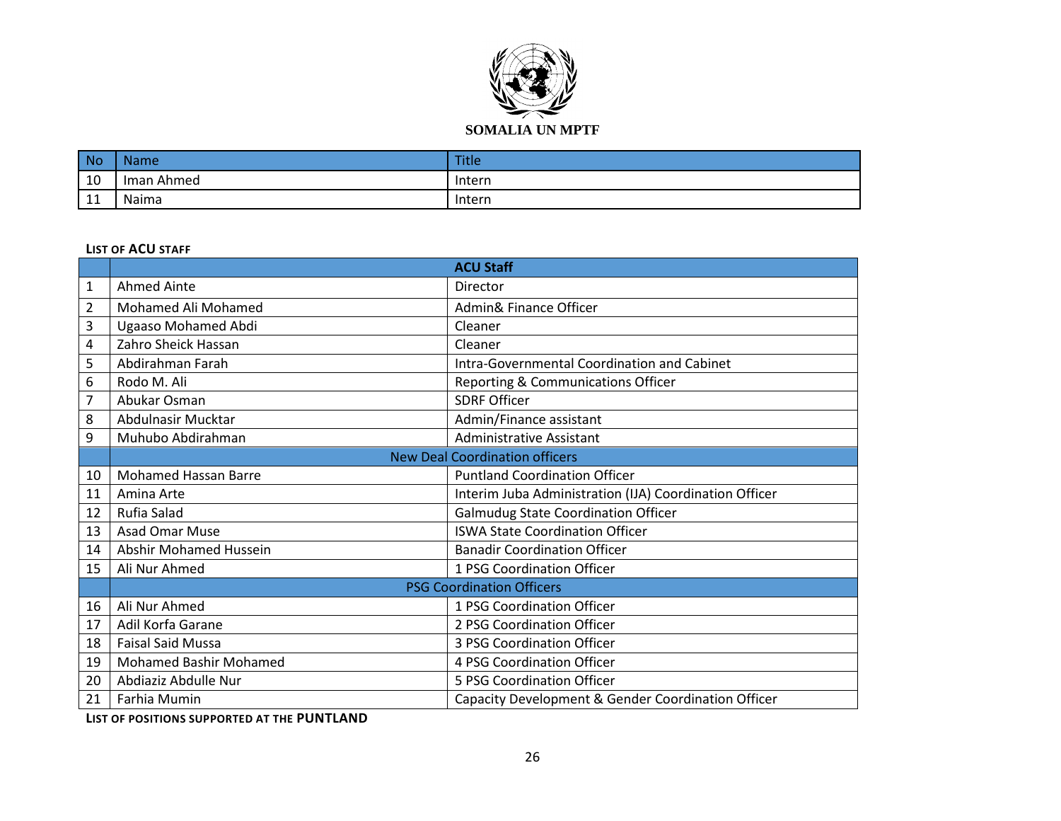**SOMALIA UN MPTF**

| No | Name | Title |
|---|---|---|
| 10 | Iman Ahmed | Intern |
| 11 | Naima | Intern |

**LIST OF ACU STAFF**

| | ACU Staff | |
|---|---|---|
| 1 | Ahmed Ainte | Director |
| 2 | Mohamed Ali Mohamed | Admin& Finance Officer |
| 3 | Ugaaso Mohamed Abdi | Cleaner |
| 4 | Zahro Sheick Hassan | Cleaner |
| 5 | Abdirahman Farah | Intra-Governmental Coordination and Cabinet |
| 6 | Rodo M. Ali | Reporting & Communications Officer |
| 7 | Abukar Osman | SDRF Officer |
| 8 | Abdulnasir Mucktar | Admin/Finance assistant |
| 9 | Muhubo Abdirahman | Administrative Assistant |
| | New Deal Coordination officers | |
| 10 | Mohamed Hassan Barre | Puntland Coordination Officer |
| 11 | Amina Arte | Interim Juba Administration (IJA) Coordination Officer |
| 12 | Rufia Salad | Galmudug State Coordination Officer |
| 13 | Asad Omar Muse | ISWA State Coordination Officer |
| 14 | Abshir Mohamed Hussein | Banadir Coordination Officer |
| 15 | Ali Nur Ahmed | 1 PSG Coordination Officer |
| | PSG Coordination Officers | |
| 16 | Ali Nur Ahmed | 1 PSG Coordination Officer |
| 17 | Adil Korfa Garane | 2 PSG Coordination Officer |
| 18 | Faisal Said Mussa | 3 PSG Coordination Officer |
| 19 | Mohamed Bashir Mohamed | 4 PSG Coordination Officer |
| 20 | Abdiaziz Abdulle Nur | 5 PSG Coordination Officer |
| 21 | Farhia Mumin | Capacity Development & Gender Coordination Officer |

**LIST OF POSITIONS SUPPORTED AT THE PUNTLAND**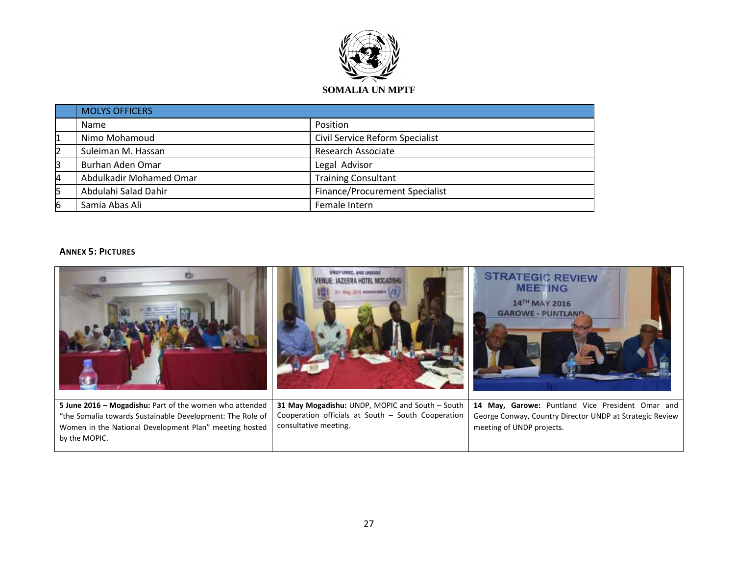**SOMALIA UN MPTF**

| | MOLYS OFFICERS | |
|---|---|---|
| | Name | Position |
| 1 | Nimo Mohamoud | Civil Service Reform Specialist |
| 2 | Suleiman M. Hassan | Research Associate |
| 3 | Burhan Aden Omar | Legal Advisor |
| 4 | Abdulkadir Mohamed Omar | Training Consultant |
| 5 | Abdulahi Salad Dahir | Finance/Procurement Specialist |
| 6 | Samia Abas Ali | Female Intern |

**ANNEX 5: PICTURES**

| | | |
|---|---|---|
| **5 June 2016 – Mogadishu:** Part of the women who attended "the Somalia towards Sustainable Development: The Role of Women in the National Development Plan" meeting hosted by the MOPIC. | **31 May Mogadishu:** UNDP, MOPIC and South – South Cooperation officials at South – South Cooperation consultative meeting. | **14 May, Garowe:** Puntland Vice President Omar and George Conway, Country Director UNDP at Strategic Review meeting of UNDP projects. |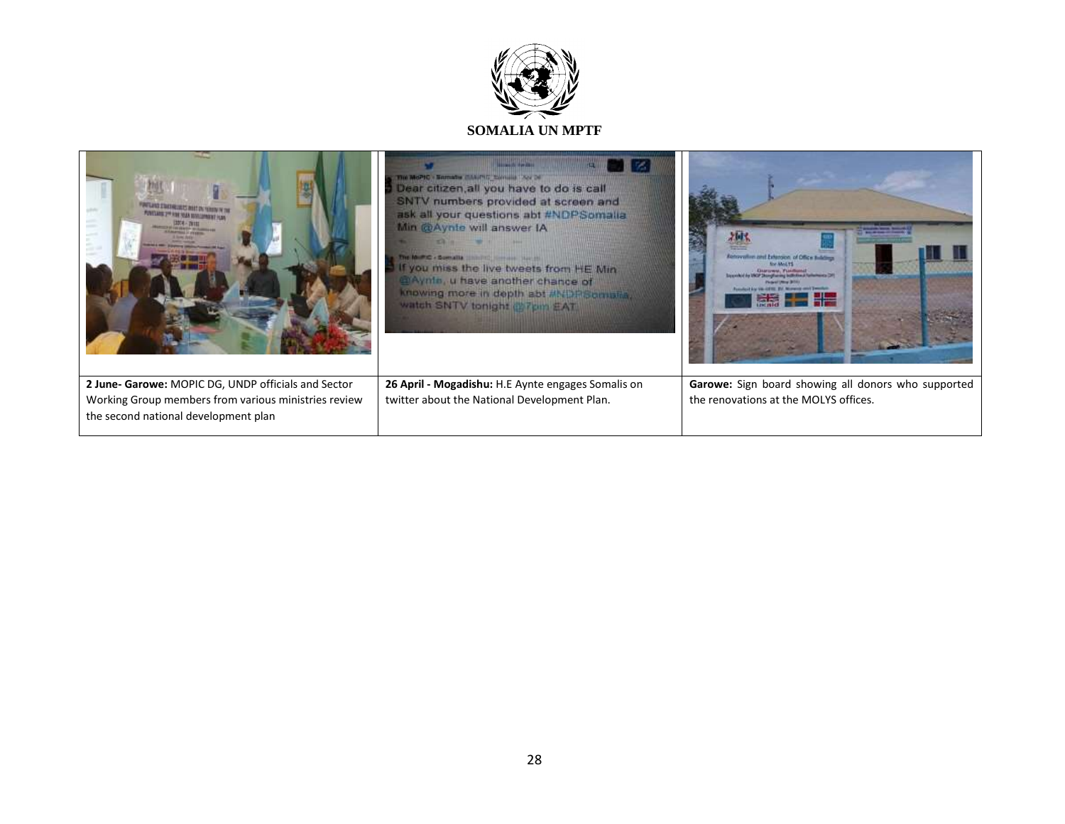**SOMALIA UN MPTF**

| | | |
|---|---|---|
| | | |
| **2 June- Garowe:** MOPIC DG, UNDP officials and Sector Working Group members from various ministries review the second national development plan | **26 April - Mogadishu:** H.E Aynte engages Somalis on twitter about the National Development Plan. | **Garowe:** Sign board showing all donors who supported the renovations at the MOLYS offices. |